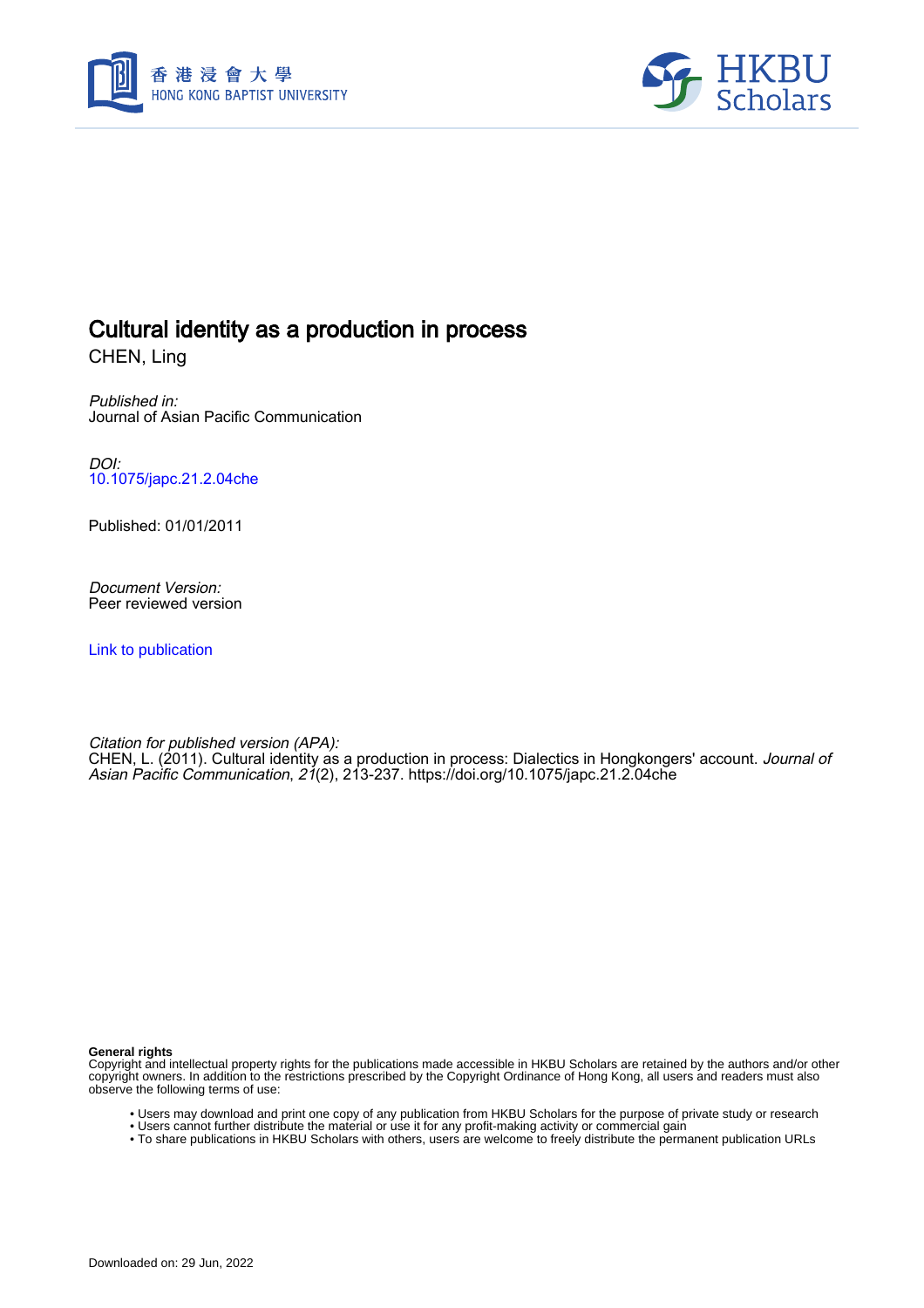# Cultural identity as a production in process

CHEN, Ling

*Published in:*
Journal of Asian Pacific Communication

*DOI:*
10.1075/japc.21.2.04che

Published: 01/01/2011

*Document Version:*
Peer reviewed version

Link to publication

*Citation for published version (APA):*
CHEN, L. (2011). Cultural identity as a production in process: Dialectics in Hongkongers' account. *Journal of Asian Pacific Communication*, *21*(2), 213-237. https://doi.org/10.1075/japc.21.2.04che

**General rights**
Copyright and intellectual property rights for the publications made accessible in HKBU Scholars are retained by the authors and/or other copyright owners. In addition to the restrictions prescribed by the Copyright Ordinance of Hong Kong, all users and readers must also observe the following terms of use:

- Users may download and print one copy of any publication from HKBU Scholars for the purpose of private study or research
- Users cannot further distribute the material or use it for any profit-making activity or commercial gain
- To share publications in HKBU Scholars with others, users are welcome to freely distribute the permanent publication URLs

Downloaded on: 29 Jun, 2022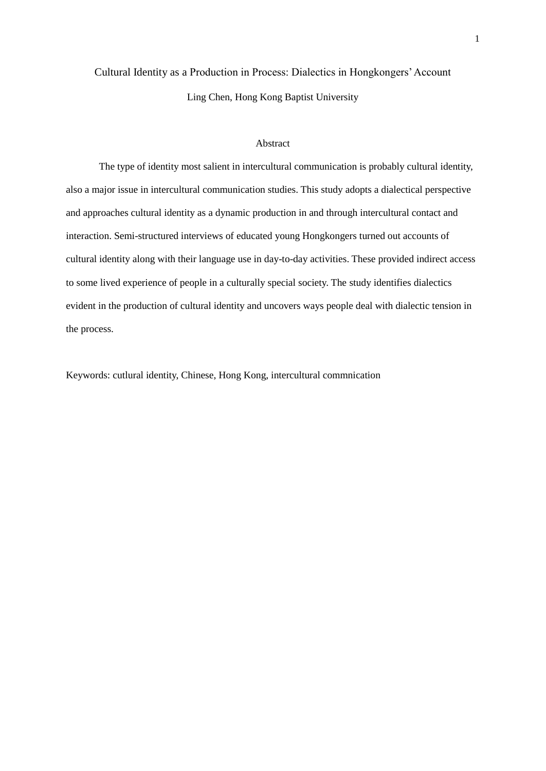# Cultural Identity as a Production in Process: Dialectics in Hongkongers' Account

Ling Chen, Hong Kong Baptist University

## Abstract

The type of identity most salient in intercultural communication is probably cultural identity, also a major issue in intercultural communication studies. This study adopts a dialectical perspective and approaches cultural identity as a dynamic production in and through intercultural contact and interaction. Semi-structured interviews of educated young Hongkongers turned out accounts of cultural identity along with their language use in day-to-day activities. These provided indirect access to some lived experience of people in a culturally special society. The study identifies dialectics evident in the production of cultural identity and uncovers ways people deal with dialectic tension in the process.

Keywords: cutlural identity, Chinese, Hong Kong, intercultural commnication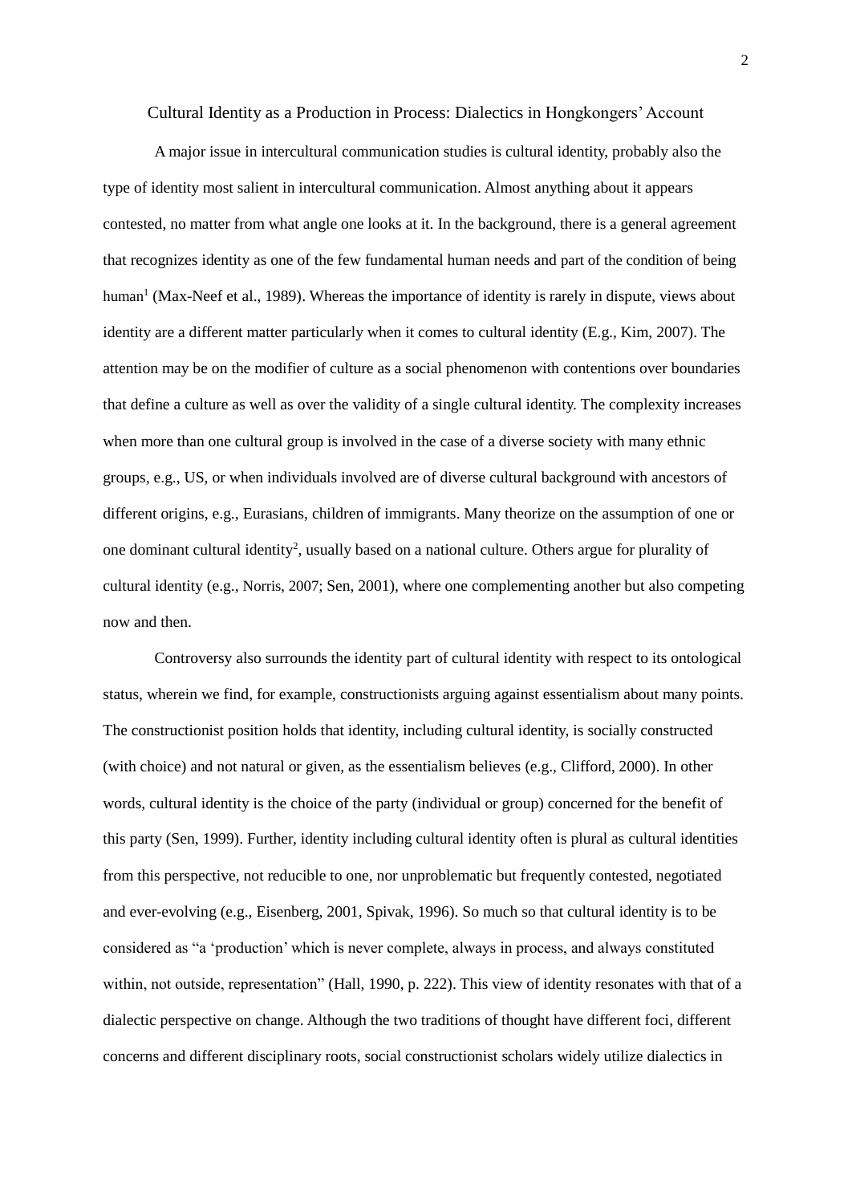# Cultural Identity as a Production in Process: Dialectics in Hongkongers' Account

A major issue in intercultural communication studies is cultural identity, probably also the type of identity most salient in intercultural communication. Almost anything about it appears contested, no matter from what angle one looks at it. In the background, there is a general agreement that recognizes identity as one of the few fundamental human needs and part of the condition of being human[1] (Max-Neef et al., 1989). Whereas the importance of identity is rarely in dispute, views about identity are a different matter particularly when it comes to cultural identity (E.g., Kim, 2007). The attention may be on the modifier of culture as a social phenomenon with contentions over boundaries that define a culture as well as over the validity of a single cultural identity. The complexity increases when more than one cultural group is involved in the case of a diverse society with many ethnic groups, e.g., US, or when individuals involved are of diverse cultural background with ancestors of different origins, e.g., Eurasians, children of immigrants. Many theorize on the assumption of one or one dominant cultural identity[2], usually based on a national culture. Others argue for plurality of cultural identity (e.g., Norris, 2007; Sen, 2001), where one complementing another but also competing now and then.

Controversy also surrounds the identity part of cultural identity with respect to its ontological status, wherein we find, for example, constructionists arguing against essentialism about many points. The constructionist position holds that identity, including cultural identity, is socially constructed (with choice) and not natural or given, as the essentialism believes (e.g., Clifford, 2000). In other words, cultural identity is the choice of the party (individual or group) concerned for the benefit of this party (Sen, 1999). Further, identity including cultural identity often is plural as cultural identities from this perspective, not reducible to one, nor unproblematic but frequently contested, negotiated and ever-evolving (e.g., Eisenberg, 2001, Spivak, 1996). So much so that cultural identity is to be considered as "a 'production' which is never complete, always in process, and always constituted within, not outside, representation" (Hall, 1990, p. 222). This view of identity resonates with that of a dialectic perspective on change. Although the two traditions of thought have different foci, different concerns and different disciplinary roots, social constructionist scholars widely utilize dialectics in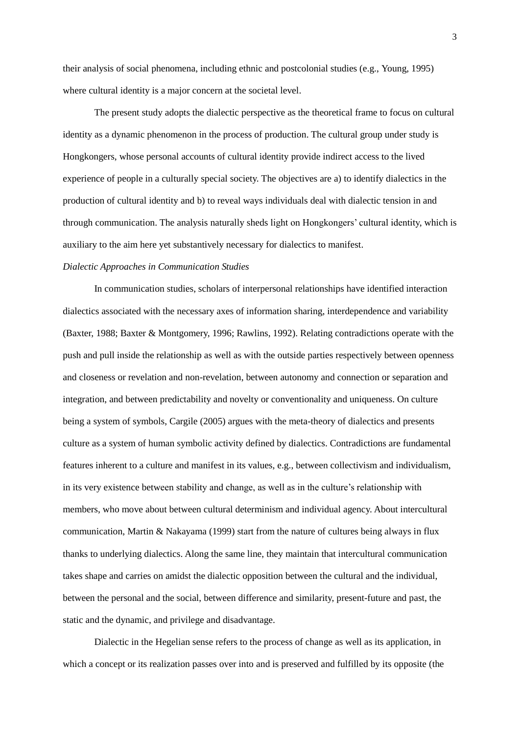their analysis of social phenomena, including ethnic and postcolonial studies (e.g., Young, 1995) where cultural identity is a major concern at the societal level.

The present study adopts the dialectic perspective as the theoretical frame to focus on cultural identity as a dynamic phenomenon in the process of production. The cultural group under study is Hongkongers, whose personal accounts of cultural identity provide indirect access to the lived experience of people in a culturally special society. The objectives are a) to identify dialectics in the production of cultural identity and b) to reveal ways individuals deal with dialectic tension in and through communication. The analysis naturally sheds light on Hongkongers' cultural identity, which is auxiliary to the aim here yet substantively necessary for dialectics to manifest.

*Dialectic Approaches in Communication Studies*

In communication studies, scholars of interpersonal relationships have identified interaction dialectics associated with the necessary axes of information sharing, interdependence and variability (Baxter, 1988; Baxter & Montgomery, 1996; Rawlins, 1992). Relating contradictions operate with the push and pull inside the relationship as well as with the outside parties respectively between openness and closeness or revelation and non-revelation, between autonomy and connection or separation and integration, and between predictability and novelty or conventionality and uniqueness. On culture being a system of symbols, Cargile (2005) argues with the meta-theory of dialectics and presents culture as a system of human symbolic activity defined by dialectics. Contradictions are fundamental features inherent to a culture and manifest in its values, e.g., between collectivism and individualism, in its very existence between stability and change, as well as in the culture's relationship with members, who move about between cultural determinism and individual agency. About intercultural communication, Martin & Nakayama (1999) start from the nature of cultures being always in flux thanks to underlying dialectics. Along the same line, they maintain that intercultural communication takes shape and carries on amidst the dialectic opposition between the cultural and the individual, between the personal and the social, between difference and similarity, present-future and past, the static and the dynamic, and privilege and disadvantage.

Dialectic in the Hegelian sense refers to the process of change as well as its application, in which a concept or its realization passes over into and is preserved and fulfilled by its opposite (the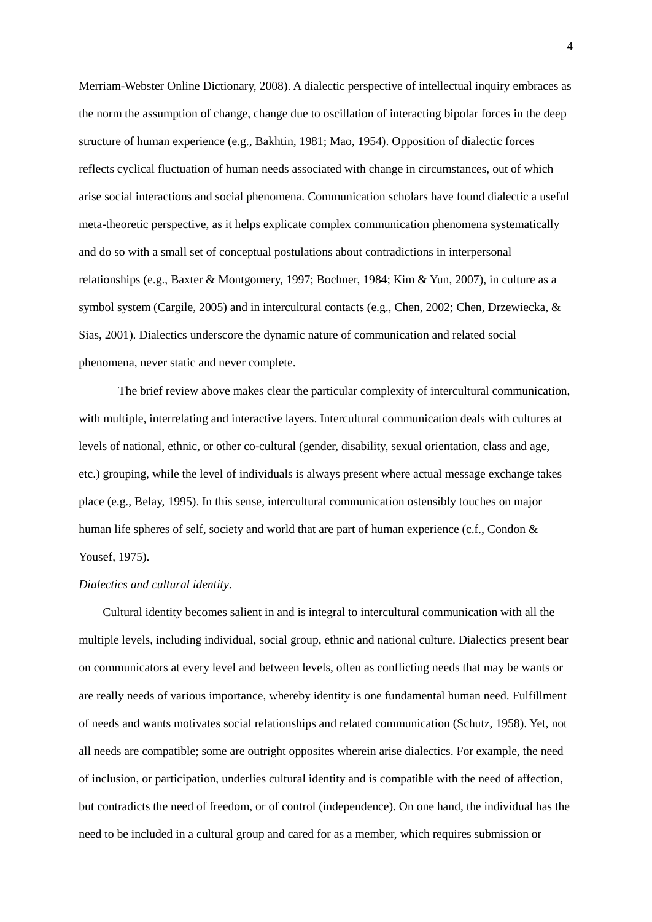Merriam-Webster Online Dictionary, 2008). A dialectic perspective of intellectual inquiry embraces as the norm the assumption of change, change due to oscillation of interacting bipolar forces in the deep structure of human experience (e.g., Bakhtin, 1981; Mao, 1954). Opposition of dialectic forces reflects cyclical fluctuation of human needs associated with change in circumstances, out of which arise social interactions and social phenomena. Communication scholars have found dialectic a useful meta-theoretic perspective, as it helps explicate complex communication phenomena systematically and do so with a small set of conceptual postulations about contradictions in interpersonal relationships (e.g., Baxter & Montgomery, 1997; Bochner, 1984; Kim & Yun, 2007), in culture as a symbol system (Cargile, 2005) and in intercultural contacts (e.g., Chen, 2002; Chen, Drzewiecka, & Sias, 2001). Dialectics underscore the dynamic nature of communication and related social phenomena, never static and never complete.

The brief review above makes clear the particular complexity of intercultural communication, with multiple, interrelating and interactive layers. Intercultural communication deals with cultures at levels of national, ethnic, or other co-cultural (gender, disability, sexual orientation, class and age, etc.) grouping, while the level of individuals is always present where actual message exchange takes place (e.g., Belay, 1995). In this sense, intercultural communication ostensibly touches on major human life spheres of self, society and world that are part of human experience (c.f., Condon & Yousef, 1975).

*Dialectics and cultural identity*.

Cultural identity becomes salient in and is integral to intercultural communication with all the multiple levels, including individual, social group, ethnic and national culture. Dialectics present bear on communicators at every level and between levels, often as conflicting needs that may be wants or are really needs of various importance, whereby identity is one fundamental human need. Fulfillment of needs and wants motivates social relationships and related communication (Schutz, 1958). Yet, not all needs are compatible; some are outright opposites wherein arise dialectics. For example, the need of inclusion, or participation, underlies cultural identity and is compatible with the need of affection, but contradicts the need of freedom, or of control (independence). On one hand, the individual has the need to be included in a cultural group and cared for as a member, which requires submission or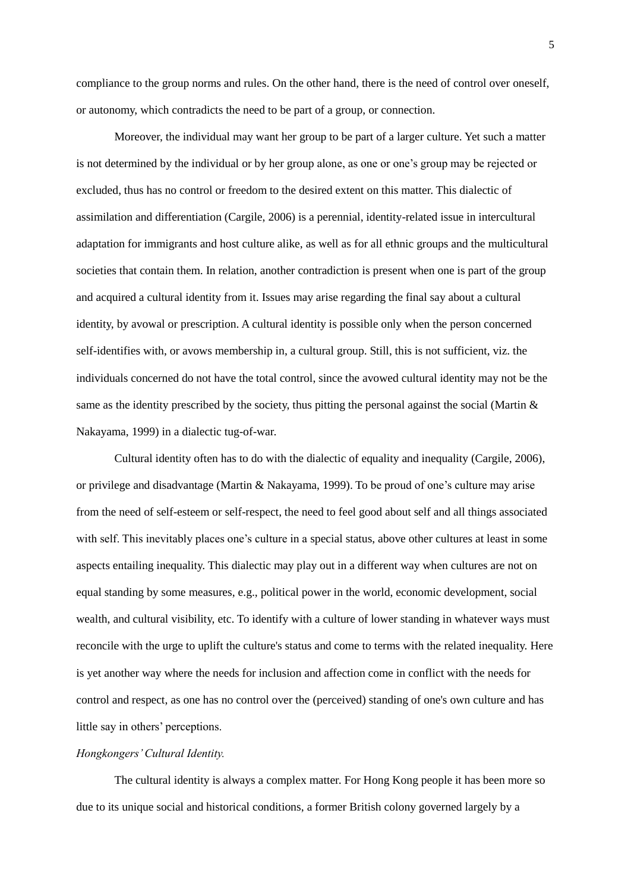compliance to the group norms and rules. On the other hand, there is the need of control over oneself, or autonomy, which contradicts the need to be part of a group, or connection.

Moreover, the individual may want her group to be part of a larger culture. Yet such a matter is not determined by the individual or by her group alone, as one or one's group may be rejected or excluded, thus has no control or freedom to the desired extent on this matter. This dialectic of assimilation and differentiation (Cargile, 2006) is a perennial, identity-related issue in intercultural adaptation for immigrants and host culture alike, as well as for all ethnic groups and the multicultural societies that contain them. In relation, another contradiction is present when one is part of the group and acquired a cultural identity from it. Issues may arise regarding the final say about a cultural identity, by avowal or prescription. A cultural identity is possible only when the person concerned self-identifies with, or avows membership in, a cultural group. Still, this is not sufficient, viz. the individuals concerned do not have the total control, since the avowed cultural identity may not be the same as the identity prescribed by the society, thus pitting the personal against the social (Martin & Nakayama, 1999) in a dialectic tug-of-war.

Cultural identity often has to do with the dialectic of equality and inequality (Cargile, 2006), or privilege and disadvantage (Martin & Nakayama, 1999). To be proud of one's culture may arise from the need of self-esteem or self-respect, the need to feel good about self and all things associated with self. This inevitably places one's culture in a special status, above other cultures at least in some aspects entailing inequality. This dialectic may play out in a different way when cultures are not on equal standing by some measures, e.g., political power in the world, economic development, social wealth, and cultural visibility, etc. To identify with a culture of lower standing in whatever ways must reconcile with the urge to uplift the culture's status and come to terms with the related inequality. Here is yet another way where the needs for inclusion and affection come in conflict with the needs for control and respect, as one has no control over the (perceived) standing of one's own culture and has little say in others' perceptions.

*Hongkongers' Cultural Identity.*

The cultural identity is always a complex matter. For Hong Kong people it has been more so due to its unique social and historical conditions, a former British colony governed largely by a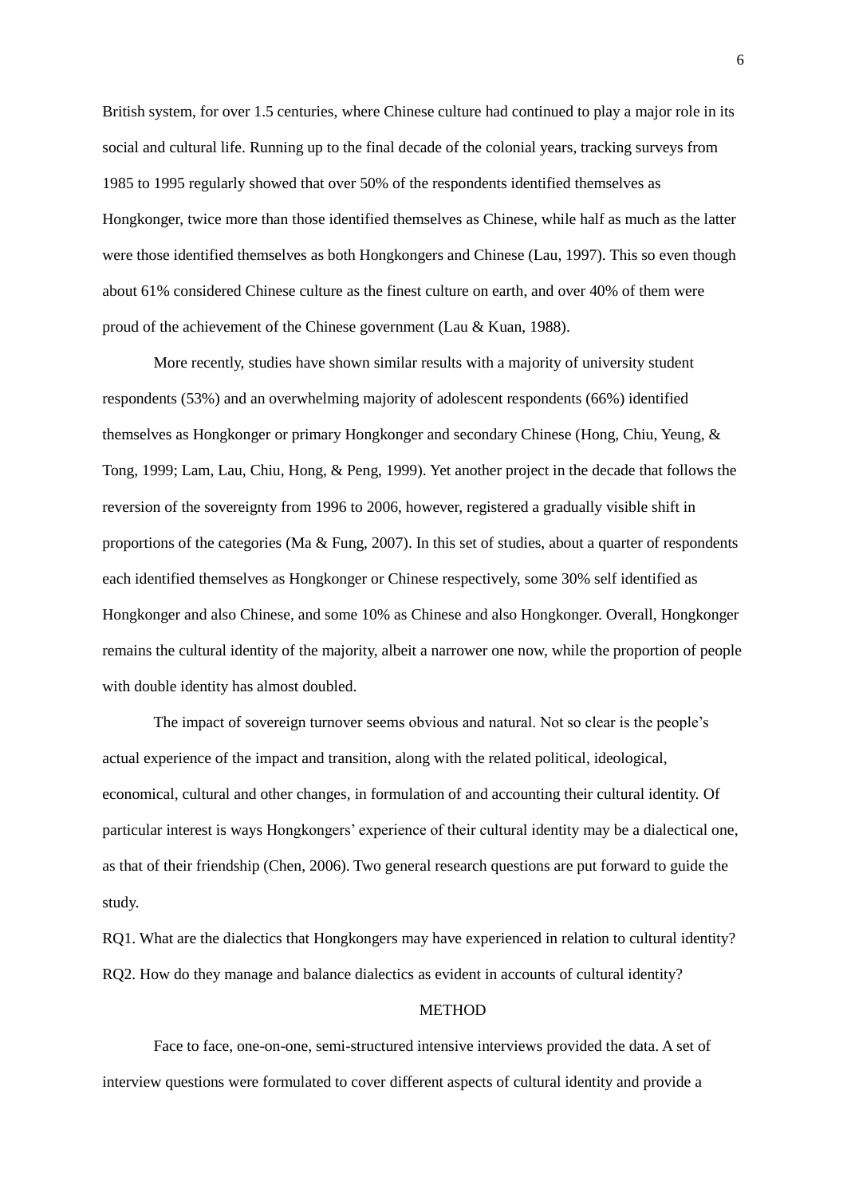British system, for over 1.5 centuries, where Chinese culture had continued to play a major role in its social and cultural life. Running up to the final decade of the colonial years, tracking surveys from 1985 to 1995 regularly showed that over 50% of the respondents identified themselves as Hongkonger, twice more than those identified themselves as Chinese, while half as much as the latter were those identified themselves as both Hongkongers and Chinese (Lau, 1997). This so even though about 61% considered Chinese culture as the finest culture on earth, and over 40% of them were proud of the achievement of the Chinese government (Lau & Kuan, 1988).

More recently, studies have shown similar results with a majority of university student respondents (53%) and an overwhelming majority of adolescent respondents (66%) identified themselves as Hongkonger or primary Hongkonger and secondary Chinese (Hong, Chiu, Yeung, & Tong, 1999; Lam, Lau, Chiu, Hong, & Peng, 1999). Yet another project in the decade that follows the reversion of the sovereignty from 1996 to 2006, however, registered a gradually visible shift in proportions of the categories (Ma & Fung, 2007). In this set of studies, about a quarter of respondents each identified themselves as Hongkonger or Chinese respectively, some 30% self identified as Hongkonger and also Chinese, and some 10% as Chinese and also Hongkonger. Overall, Hongkonger remains the cultural identity of the majority, albeit a narrower one now, while the proportion of people with double identity has almost doubled.

The impact of sovereign turnover seems obvious and natural. Not so clear is the people's actual experience of the impact and transition, along with the related political, ideological, economical, cultural and other changes, in formulation of and accounting their cultural identity. Of particular interest is ways Hongkongers' experience of their cultural identity may be a dialectical one, as that of their friendship (Chen, 2006). Two general research questions are put forward to guide the study.

RQ1. What are the dialectics that Hongkongers may have experienced in relation to cultural identity?
RQ2. How do they manage and balance dialectics as evident in accounts of cultural identity?

## METHOD

Face to face, one-on-one, semi-structured intensive interviews provided the data. A set of interview questions were formulated to cover different aspects of cultural identity and provide a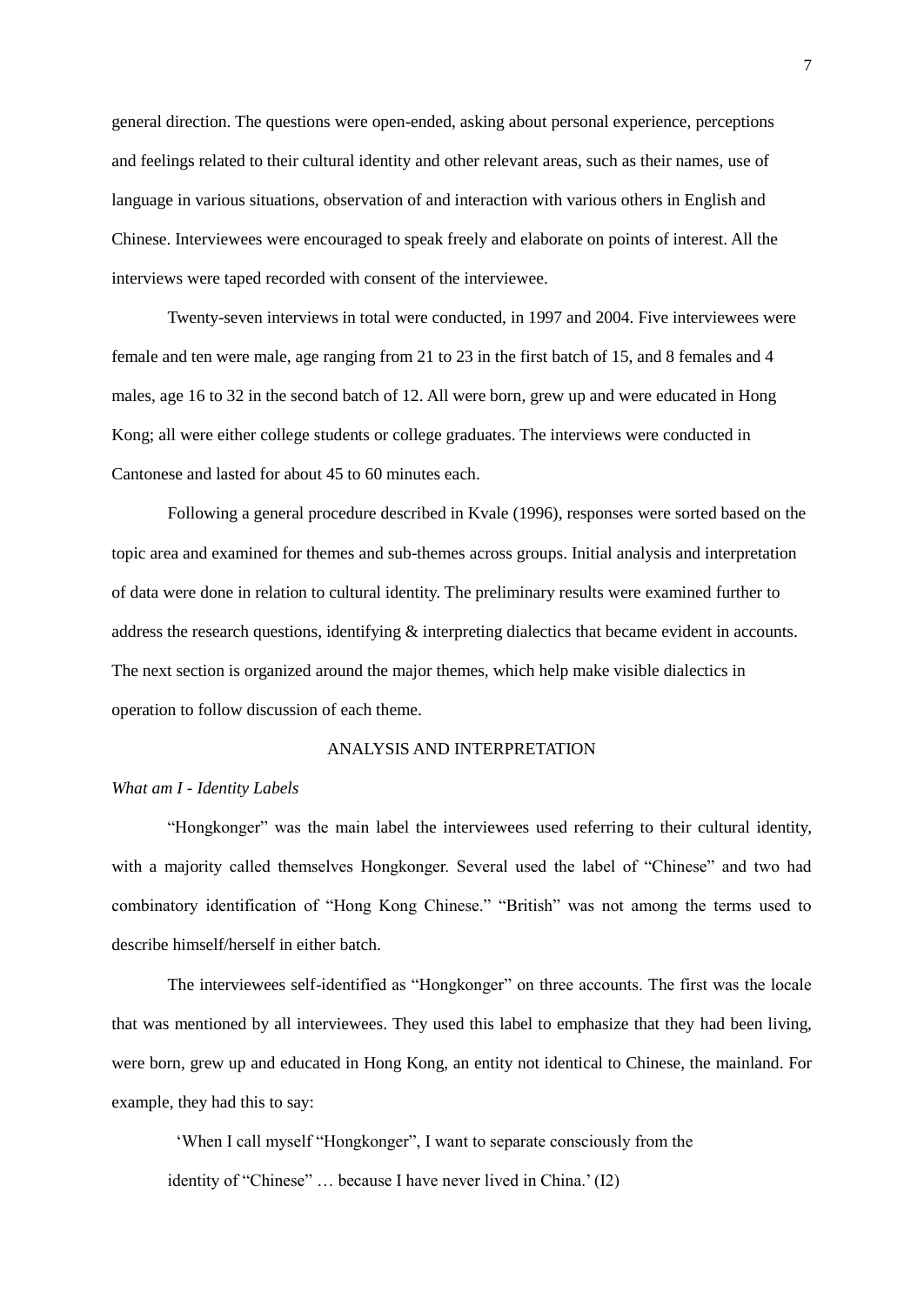general direction. The questions were open-ended, asking about personal experience, perceptions and feelings related to their cultural identity and other relevant areas, such as their names, use of language in various situations, observation of and interaction with various others in English and Chinese. Interviewees were encouraged to speak freely and elaborate on points of interest. All the interviews were taped recorded with consent of the interviewee.

Twenty-seven interviews in total were conducted, in 1997 and 2004. Five interviewees were female and ten were male, age ranging from 21 to 23 in the first batch of 15, and 8 females and 4 males, age 16 to 32 in the second batch of 12. All were born, grew up and were educated in Hong Kong; all were either college students or college graduates. The interviews were conducted in Cantonese and lasted for about 45 to 60 minutes each.

Following a general procedure described in Kvale (1996), responses were sorted based on the topic area and examined for themes and sub-themes across groups. Initial analysis and interpretation of data were done in relation to cultural identity. The preliminary results were examined further to address the research questions, identifying & interpreting dialectics that became evident in accounts. The next section is organized around the major themes, which help make visible dialectics in operation to follow discussion of each theme.

## ANALYSIS AND INTERPRETATION

### *What am I - Identity Labels*

"Hongkonger" was the main label the interviewees used referring to their cultural identity, with a majority called themselves Hongkonger. Several used the label of "Chinese" and two had combinatory identification of "Hong Kong Chinese." "British" was not among the terms used to describe himself/herself in either batch.

The interviewees self-identified as "Hongkonger" on three accounts. The first was the locale that was mentioned by all interviewees. They used this label to emphasize that they had been living, were born, grew up and educated in Hong Kong, an entity not identical to Chinese, the mainland. For example, they had this to say:

> 'When I call myself "Hongkonger", I want to separate consciously from the identity of "Chinese" … because I have never lived in China.' (I2)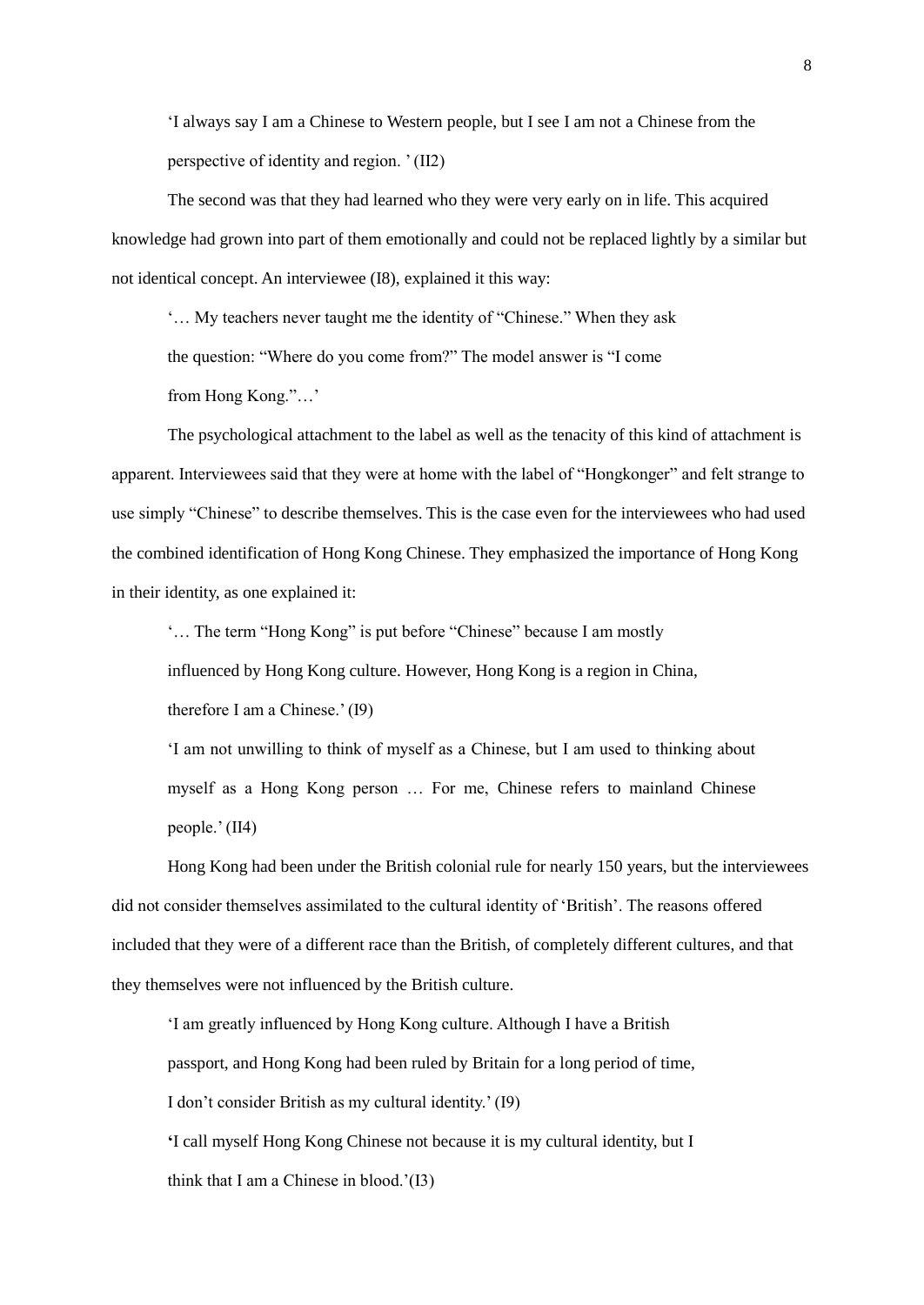> 'I always say I am a Chinese to Western people, but I see I am not a Chinese from the perspective of identity and region. ' (II2)

The second was that they had learned who they were very early on in life. This acquired knowledge had grown into part of them emotionally and could not be replaced lightly by a similar but not identical concept. An interviewee (I8), explained it this way:

> '… My teachers never taught me the identity of "Chinese." When they ask the question: "Where do you come from?" The model answer is "I come from Hong Kong."…'

The psychological attachment to the label as well as the tenacity of this kind of attachment is apparent. Interviewees said that they were at home with the label of "Hongkonger" and felt strange to use simply "Chinese" to describe themselves. This is the case even for the interviewees who had used the combined identification of Hong Kong Chinese. They emphasized the importance of Hong Kong in their identity, as one explained it:

> '… The term "Hong Kong" is put before "Chinese" because I am mostly influenced by Hong Kong culture. However, Hong Kong is a region in China, therefore I am a Chinese.' (I9)
>
> 'I am not unwilling to think of myself as a Chinese, but I am used to thinking about myself as a Hong Kong person … For me, Chinese refers to mainland Chinese people.' (II4)

Hong Kong had been under the British colonial rule for nearly 150 years, but the interviewees did not consider themselves assimilated to the cultural identity of 'British'. The reasons offered included that they were of a different race than the British, of completely different cultures, and that they themselves were not influenced by the British culture.

> 'I am greatly influenced by Hong Kong culture. Although I have a British passport, and Hong Kong had been ruled by Britain for a long period of time, I don't consider British as my cultural identity.' (I9)
>
> 'I call myself Hong Kong Chinese not because it is my cultural identity, but I think that I am a Chinese in blood.'(I3)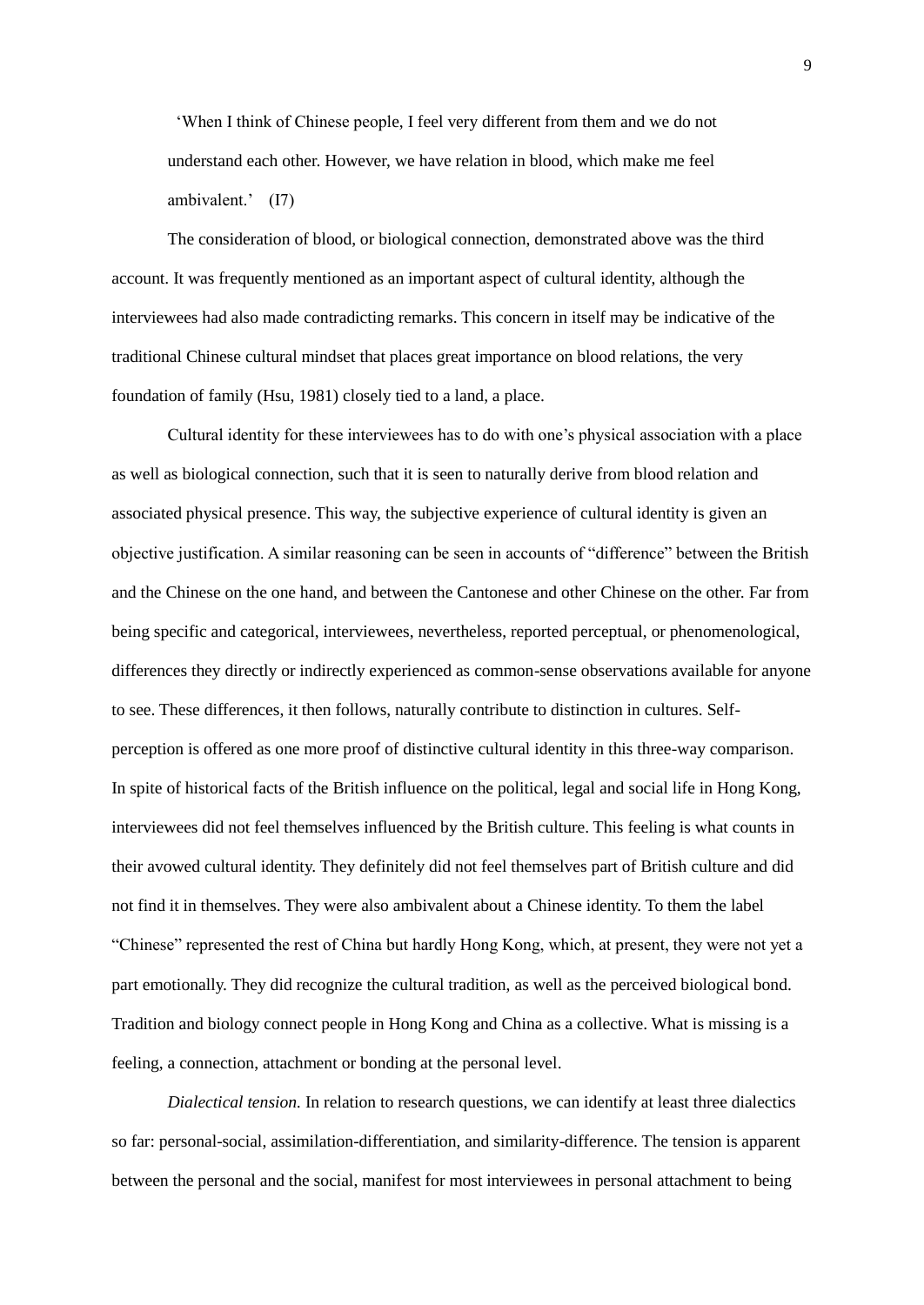'When I think of Chinese people, I feel very different from them and we do not understand each other. However, we have relation in blood, which make me feel ambivalent.' (I7)

The consideration of blood, or biological connection, demonstrated above was the third account. It was frequently mentioned as an important aspect of cultural identity, although the interviewees had also made contradicting remarks. This concern in itself may be indicative of the traditional Chinese cultural mindset that places great importance on blood relations, the very foundation of family (Hsu, 1981) closely tied to a land, a place.

Cultural identity for these interviewees has to do with one's physical association with a place as well as biological connection, such that it is seen to naturally derive from blood relation and associated physical presence. This way, the subjective experience of cultural identity is given an objective justification. A similar reasoning can be seen in accounts of "difference" between the British and the Chinese on the one hand, and between the Cantonese and other Chinese on the other. Far from being specific and categorical, interviewees, nevertheless, reported perceptual, or phenomenological, differences they directly or indirectly experienced as common-sense observations available for anyone to see. These differences, it then follows, naturally contribute to distinction in cultures. Self-perception is offered as one more proof of distinctive cultural identity in this three-way comparison. In spite of historical facts of the British influence on the political, legal and social life in Hong Kong, interviewees did not feel themselves influenced by the British culture. This feeling is what counts in their avowed cultural identity. They definitely did not feel themselves part of British culture and did not find it in themselves. They were also ambivalent about a Chinese identity. To them the label "Chinese" represented the rest of China but hardly Hong Kong, which, at present, they were not yet a part emotionally. They did recognize the cultural tradition, as well as the perceived biological bond. Tradition and biology connect people in Hong Kong and China as a collective. What is missing is a feeling, a connection, attachment or bonding at the personal level.

*Dialectical tension.* In relation to research questions, we can identify at least three dialectics so far: personal-social, assimilation-differentiation, and similarity-difference. The tension is apparent between the personal and the social, manifest for most interviewees in personal attachment to being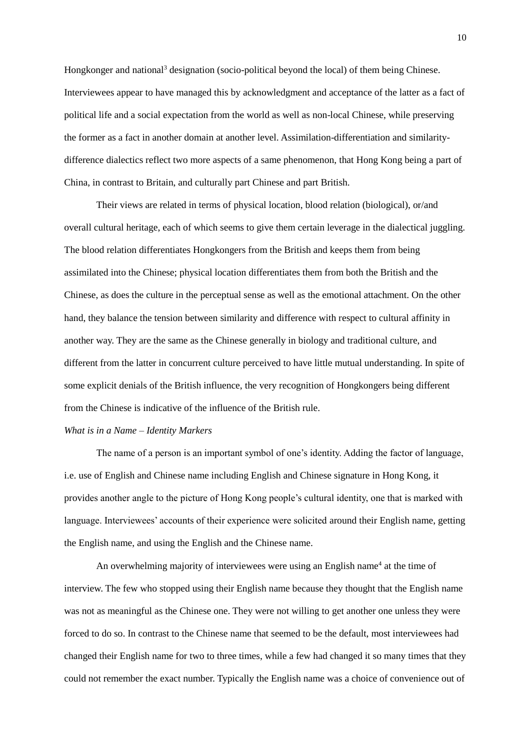Hongkonger and national[3] designation (socio-political beyond the local) of them being Chinese. Interviewees appear to have managed this by acknowledgment and acceptance of the latter as a fact of political life and a social expectation from the world as well as non-local Chinese, while preserving the former as a fact in another domain at another level. Assimilation-differentiation and similarity-difference dialectics reflect two more aspects of a same phenomenon, that Hong Kong being a part of China, in contrast to Britain, and culturally part Chinese and part British.

Their views are related in terms of physical location, blood relation (biological), or/and overall cultural heritage, each of which seems to give them certain leverage in the dialectical juggling. The blood relation differentiates Hongkongers from the British and keeps them from being assimilated into the Chinese; physical location differentiates them from both the British and the Chinese, as does the culture in the perceptual sense as well as the emotional attachment. On the other hand, they balance the tension between similarity and difference with respect to cultural affinity in another way. They are the same as the Chinese generally in biology and traditional culture, and different from the latter in concurrent culture perceived to have little mutual understanding. In spite of some explicit denials of the British influence, the very recognition of Hongkongers being different from the Chinese is indicative of the influence of the British rule.

*What is in a Name – Identity Markers*

The name of a person is an important symbol of one's identity. Adding the factor of language, i.e. use of English and Chinese name including English and Chinese signature in Hong Kong, it provides another angle to the picture of Hong Kong people's cultural identity, one that is marked with language. Interviewees' accounts of their experience were solicited around their English name, getting the English name, and using the English and the Chinese name.

An overwhelming majority of interviewees were using an English name[4] at the time of interview. The few who stopped using their English name because they thought that the English name was not as meaningful as the Chinese one. They were not willing to get another one unless they were forced to do so. In contrast to the Chinese name that seemed to be the default, most interviewees had changed their English name for two to three times, while a few had changed it so many times that they could not remember the exact number. Typically the English name was a choice of convenience out of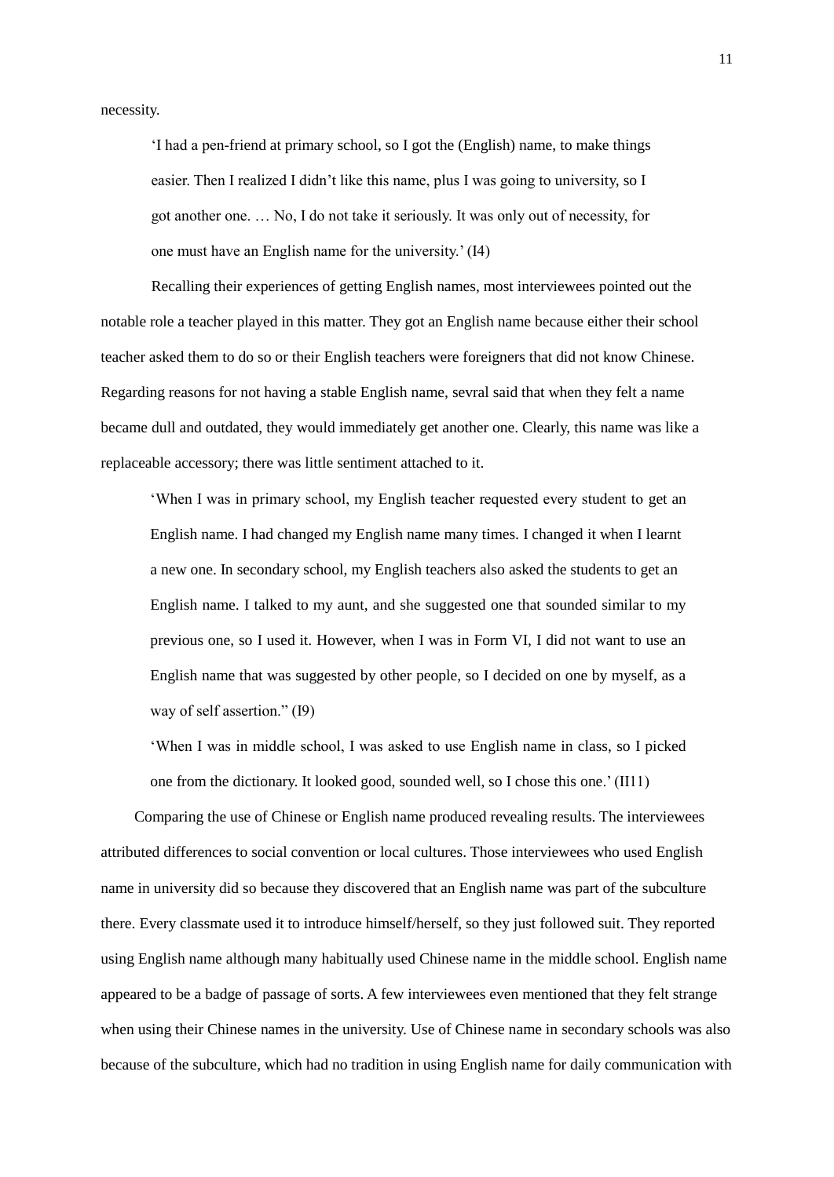necessity.

> 'I had a pen-friend at primary school, so I got the (English) name, to make things easier. Then I realized I didn't like this name, plus I was going to university, so I got another one. … No, I do not take it seriously. It was only out of necessity, for one must have an English name for the university.' (I4)

Recalling their experiences of getting English names, most interviewees pointed out the notable role a teacher played in this matter. They got an English name because either their school teacher asked them to do so or their English teachers were foreigners that did not know Chinese. Regarding reasons for not having a stable English name, sevral said that when they felt a name became dull and outdated, they would immediately get another one. Clearly, this name was like a replaceable accessory; there was little sentiment attached to it.

> 'When I was in primary school, my English teacher requested every student to get an English name. I had changed my English name many times. I changed it when I learnt a new one. In secondary school, my English teachers also asked the students to get an English name. I talked to my aunt, and she suggested one that sounded similar to my previous one, so I used it. However, when I was in Form VI, I did not want to use an English name that was suggested by other people, so I decided on one by myself, as a way of self assertion." (I9)

> 'When I was in middle school, I was asked to use English name in class, so I picked one from the dictionary. It looked good, sounded well, so I chose this one.' (II11)

Comparing the use of Chinese or English name produced revealing results. The interviewees attributed differences to social convention or local cultures. Those interviewees who used English name in university did so because they discovered that an English name was part of the subculture there. Every classmate used it to introduce himself/herself, so they just followed suit. They reported using English name although many habitually used Chinese name in the middle school. English name appeared to be a badge of passage of sorts. A few interviewees even mentioned that they felt strange when using their Chinese names in the university. Use of Chinese name in secondary schools was also because of the subculture, which had no tradition in using English name for daily communication with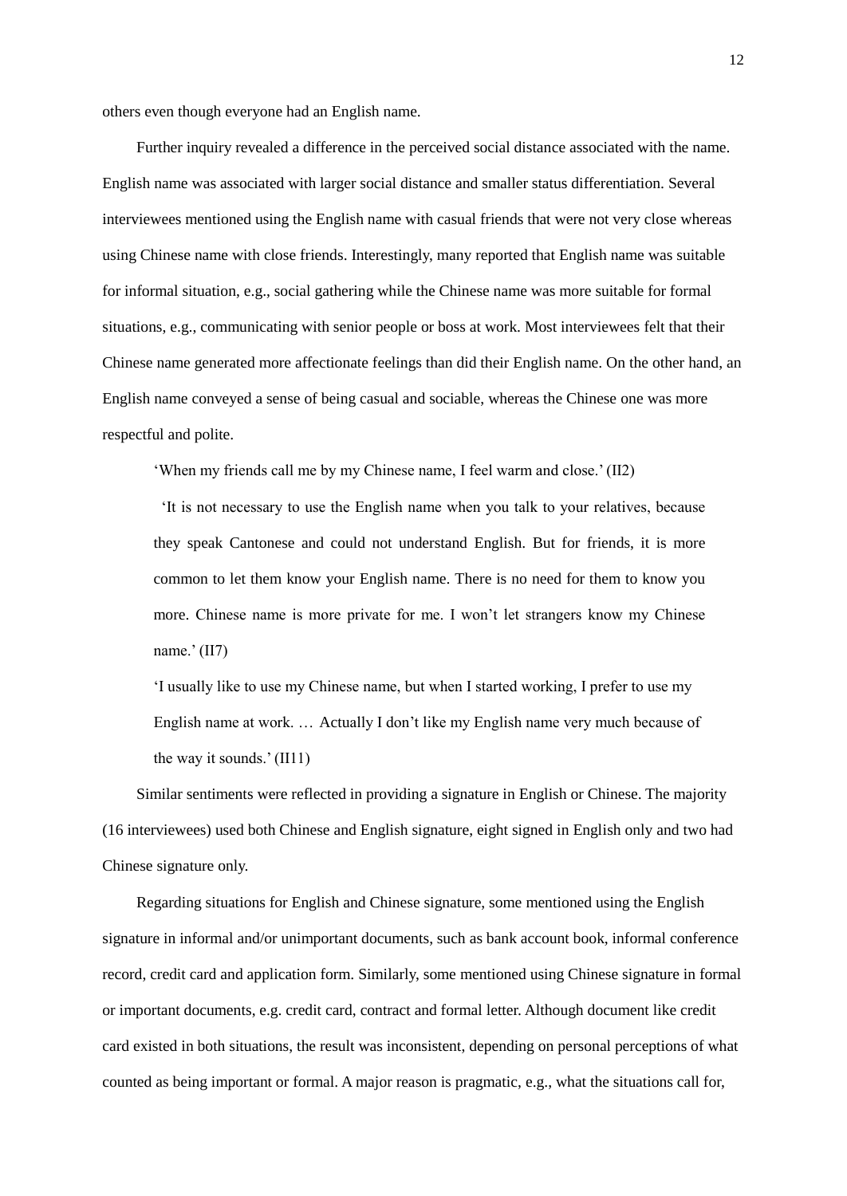others even though everyone had an English name.

Further inquiry revealed a difference in the perceived social distance associated with the name. English name was associated with larger social distance and smaller status differentiation. Several interviewees mentioned using the English name with casual friends that were not very close whereas using Chinese name with close friends. Interestingly, many reported that English name was suitable for informal situation, e.g., social gathering while the Chinese name was more suitable for formal situations, e.g., communicating with senior people or boss at work. Most interviewees felt that their Chinese name generated more affectionate feelings than did their English name. On the other hand, an English name conveyed a sense of being casual and sociable, whereas the Chinese one was more respectful and polite.

> 'When my friends call me by my Chinese name, I feel warm and close.' (II2)

> 'It is not necessary to use the English name when you talk to your relatives, because they speak Cantonese and could not understand English. But for friends, it is more common to let them know your English name. There is no need for them to know you more. Chinese name is more private for me. I won't let strangers know my Chinese name.' (II7)

> 'I usually like to use my Chinese name, but when I started working, I prefer to use my English name at work. … Actually I don't like my English name very much because of the way it sounds.' (II11)

Similar sentiments were reflected in providing a signature in English or Chinese. The majority (16 interviewees) used both Chinese and English signature, eight signed in English only and two had Chinese signature only.

Regarding situations for English and Chinese signature, some mentioned using the English signature in informal and/or unimportant documents, such as bank account book, informal conference record, credit card and application form. Similarly, some mentioned using Chinese signature in formal or important documents, e.g. credit card, contract and formal letter. Although document like credit card existed in both situations, the result was inconsistent, depending on personal perceptions of what counted as being important or formal. A major reason is pragmatic, e.g., what the situations call for,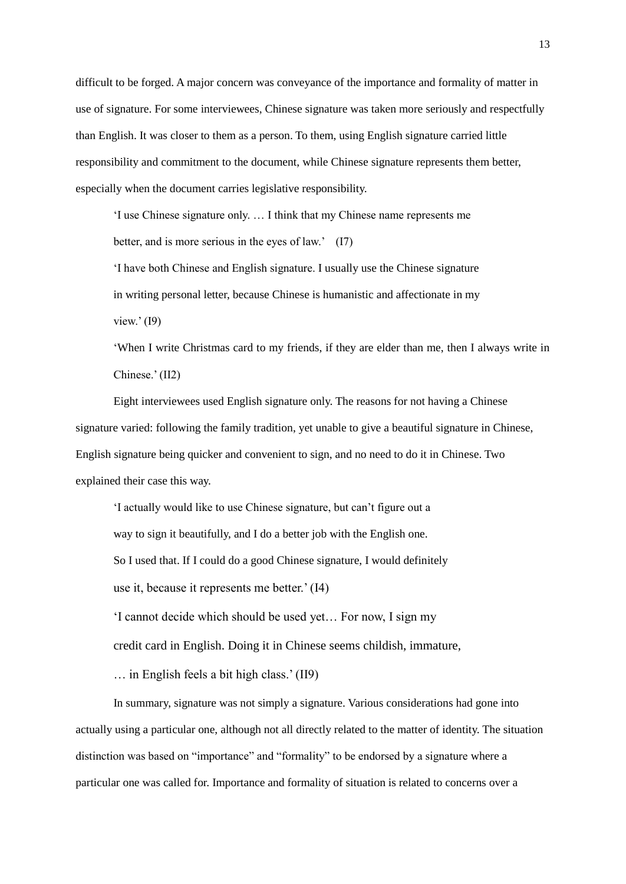difficult to be forged. A major concern was conveyance of the importance and formality of matter in use of signature. For some interviewees, Chinese signature was taken more seriously and respectfully than English. It was closer to them as a person. To them, using English signature carried little responsibility and commitment to the document, while Chinese signature represents them better, especially when the document carries legislative responsibility.

> 'I use Chinese signature only. … I think that my Chinese name represents me better, and is more serious in the eyes of law.' (I7)
>
> 'I have both Chinese and English signature. I usually use the Chinese signature in writing personal letter, because Chinese is humanistic and affectionate in my view.' (I9)
>
> 'When I write Christmas card to my friends, if they are elder than me, then I always write in Chinese.' (II2)

Eight interviewees used English signature only. The reasons for not having a Chinese signature varied: following the family tradition, yet unable to give a beautiful signature in Chinese, English signature being quicker and convenient to sign, and no need to do it in Chinese. Two explained their case this way.

> 'I actually would like to use Chinese signature, but can't figure out a way to sign it beautifully, and I do a better job with the English one. So I used that. If I could do a good Chinese signature, I would definitely use it, because it represents me better.' (I4)
>
> 'I cannot decide which should be used yet… For now, I sign my credit card in English. Doing it in Chinese seems childish, immature, … in English feels a bit high class.' (II9)

In summary, signature was not simply a signature. Various considerations had gone into actually using a particular one, although not all directly related to the matter of identity. The situation distinction was based on "importance" and "formality" to be endorsed by a signature where a particular one was called for. Importance and formality of situation is related to concerns over a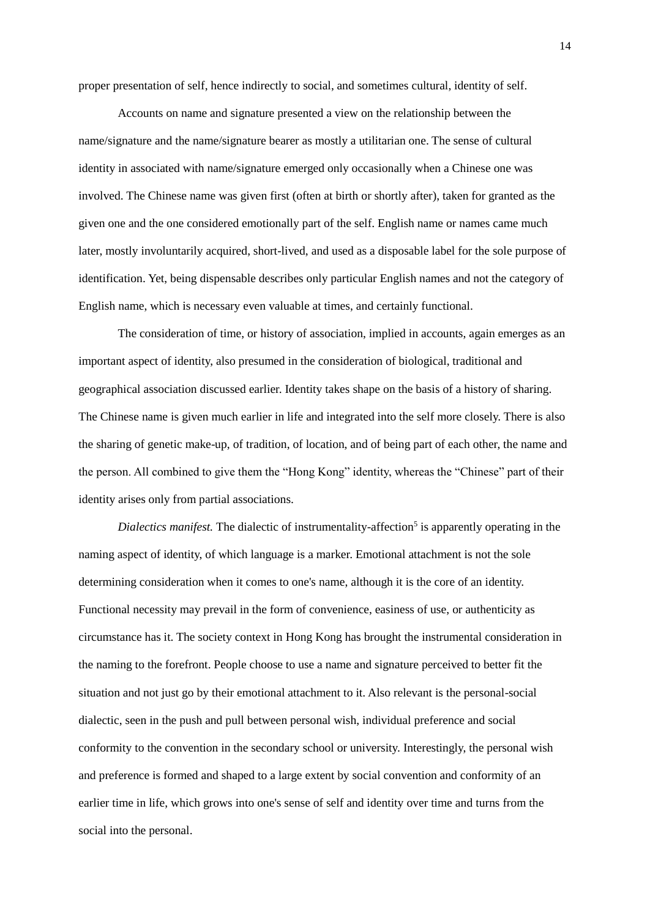proper presentation of self, hence indirectly to social, and sometimes cultural, identity of self.

Accounts on name and signature presented a view on the relationship between the name/signature and the name/signature bearer as mostly a utilitarian one. The sense of cultural identity in associated with name/signature emerged only occasionally when a Chinese one was involved. The Chinese name was given first (often at birth or shortly after), taken for granted as the given one and the one considered emotionally part of the self. English name or names came much later, mostly involuntarily acquired, short-lived, and used as a disposable label for the sole purpose of identification. Yet, being dispensable describes only particular English names and not the category of English name, which is necessary even valuable at times, and certainly functional.

The consideration of time, or history of association, implied in accounts, again emerges as an important aspect of identity, also presumed in the consideration of biological, traditional and geographical association discussed earlier. Identity takes shape on the basis of a history of sharing. The Chinese name is given much earlier in life and integrated into the self more closely. There is also the sharing of genetic make-up, of tradition, of location, and of being part of each other, the name and the person. All combined to give them the "Hong Kong" identity, whereas the "Chinese" part of their identity arises only from partial associations.

*Dialectics manifest.* The dialectic of instrumentality-affection[5] is apparently operating in the naming aspect of identity, of which language is a marker. Emotional attachment is not the sole determining consideration when it comes to one's name, although it is the core of an identity. Functional necessity may prevail in the form of convenience, easiness of use, or authenticity as circumstance has it. The society context in Hong Kong has brought the instrumental consideration in the naming to the forefront. People choose to use a name and signature perceived to better fit the situation and not just go by their emotional attachment to it. Also relevant is the personal-social dialectic, seen in the push and pull between personal wish, individual preference and social conformity to the convention in the secondary school or university. Interestingly, the personal wish and preference is formed and shaped to a large extent by social convention and conformity of an earlier time in life, which grows into one's sense of self and identity over time and turns from the social into the personal.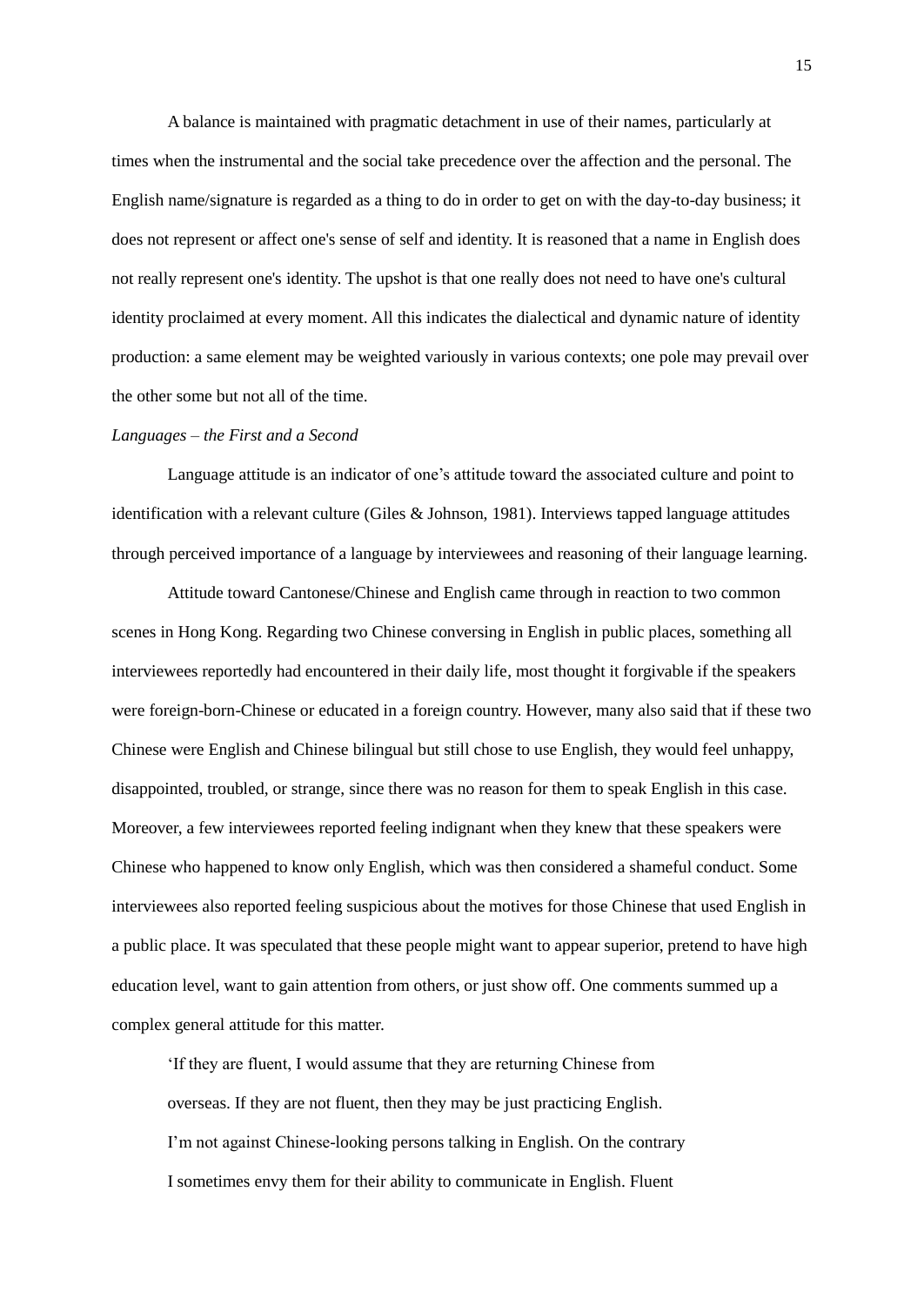A balance is maintained with pragmatic detachment in use of their names, particularly at times when the instrumental and the social take precedence over the affection and the personal. The English name/signature is regarded as a thing to do in order to get on with the day-to-day business; it does not represent or affect one's sense of self and identity. It is reasoned that a name in English does not really represent one's identity. The upshot is that one really does not need to have one's cultural identity proclaimed at every moment. All this indicates the dialectical and dynamic nature of identity production: a same element may be weighted variously in various contexts; one pole may prevail over the other some but not all of the time.

*Languages – the First and a Second*

Language attitude is an indicator of one’s attitude toward the associated culture and point to identification with a relevant culture (Giles & Johnson, 1981). Interviews tapped language attitudes through perceived importance of a language by interviewees and reasoning of their language learning.

Attitude toward Cantonese/Chinese and English came through in reaction to two common scenes in Hong Kong. Regarding two Chinese conversing in English in public places, something all interviewees reportedly had encountered in their daily life, most thought it forgivable if the speakers were foreign-born-Chinese or educated in a foreign country. However, many also said that if these two Chinese were English and Chinese bilingual but still chose to use English, they would feel unhappy, disappointed, troubled, or strange, since there was no reason for them to speak English in this case. Moreover, a few interviewees reported feeling indignant when they knew that these speakers were Chinese who happened to know only English, which was then considered a shameful conduct. Some interviewees also reported feeling suspicious about the motives for those Chinese that used English in a public place. It was speculated that these people might want to appear superior, pretend to have high education level, want to gain attention from others, or just show off. One comments summed up a complex general attitude for this matter.

> ‘If they are fluent, I would assume that they are returning Chinese from overseas. If they are not fluent, then they may be just practicing English. I’m not against Chinese-looking persons talking in English. On the contrary I sometimes envy them for their ability to communicate in English. Fluent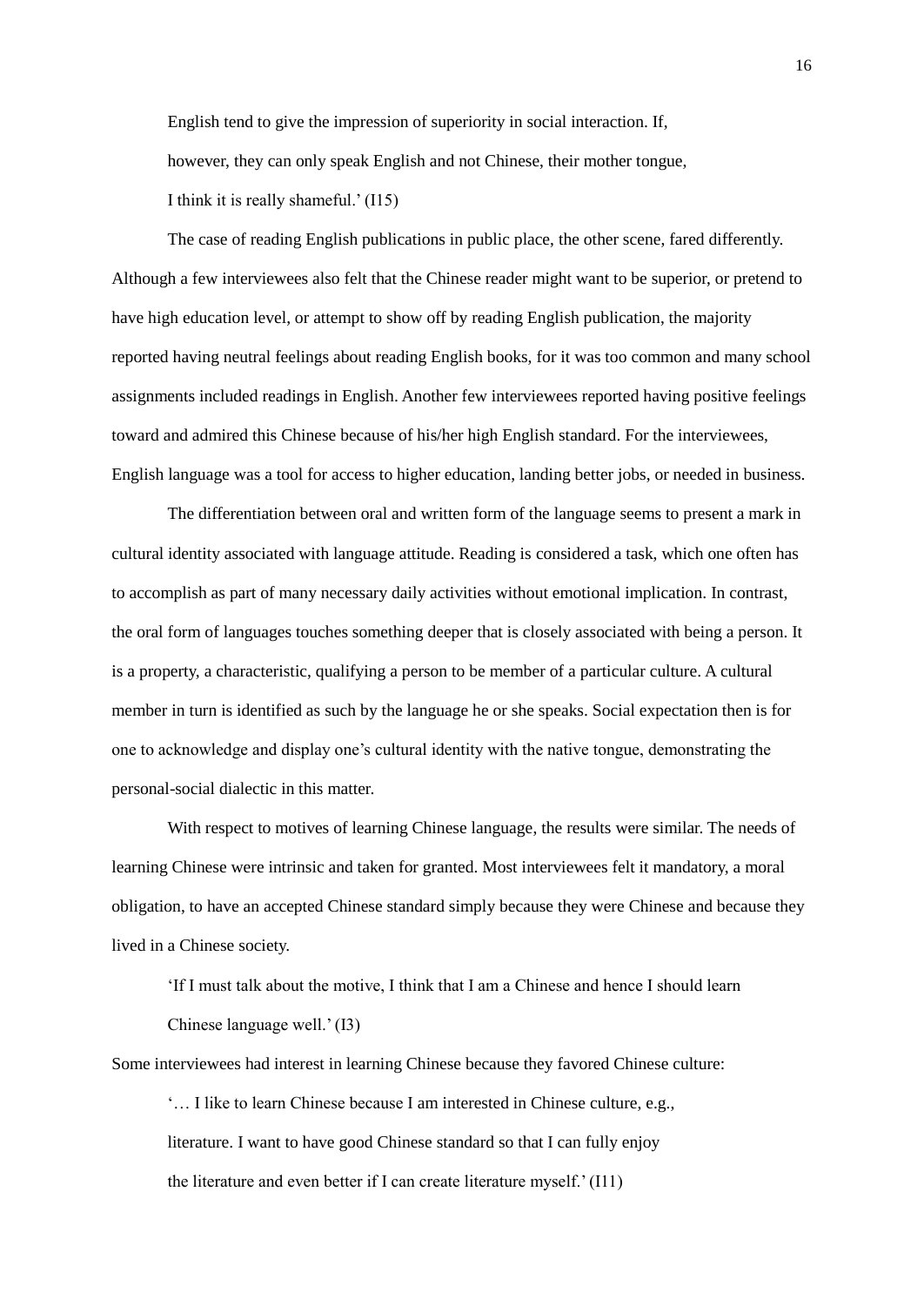> English tend to give the impression of superiority in social interaction. If, however, they can only speak English and not Chinese, their mother tongue, I think it is really shameful.' (I15)

The case of reading English publications in public place, the other scene, fared differently. Although a few interviewees also felt that the Chinese reader might want to be superior, or pretend to have high education level, or attempt to show off by reading English publication, the majority reported having neutral feelings about reading English books, for it was too common and many school assignments included readings in English. Another few interviewees reported having positive feelings toward and admired this Chinese because of his/her high English standard. For the interviewees, English language was a tool for access to higher education, landing better jobs, or needed in business.

The differentiation between oral and written form of the language seems to present a mark in cultural identity associated with language attitude. Reading is considered a task, which one often has to accomplish as part of many necessary daily activities without emotional implication. In contrast, the oral form of languages touches something deeper that is closely associated with being a person. It is a property, a characteristic, qualifying a person to be member of a particular culture. A cultural member in turn is identified as such by the language he or she speaks. Social expectation then is for one to acknowledge and display one's cultural identity with the native tongue, demonstrating the personal-social dialectic in this matter.

With respect to motives of learning Chinese language, the results were similar. The needs of learning Chinese were intrinsic and taken for granted. Most interviewees felt it mandatory, a moral obligation, to have an accepted Chinese standard simply because they were Chinese and because they lived in a Chinese society.

> 'If I must talk about the motive, I think that I am a Chinese and hence I should learn Chinese language well.' (I3)

Some interviewees had interest in learning Chinese because they favored Chinese culture:

> '… I like to learn Chinese because I am interested in Chinese culture, e.g., literature. I want to have good Chinese standard so that I can fully enjoy the literature and even better if I can create literature myself.' (I11)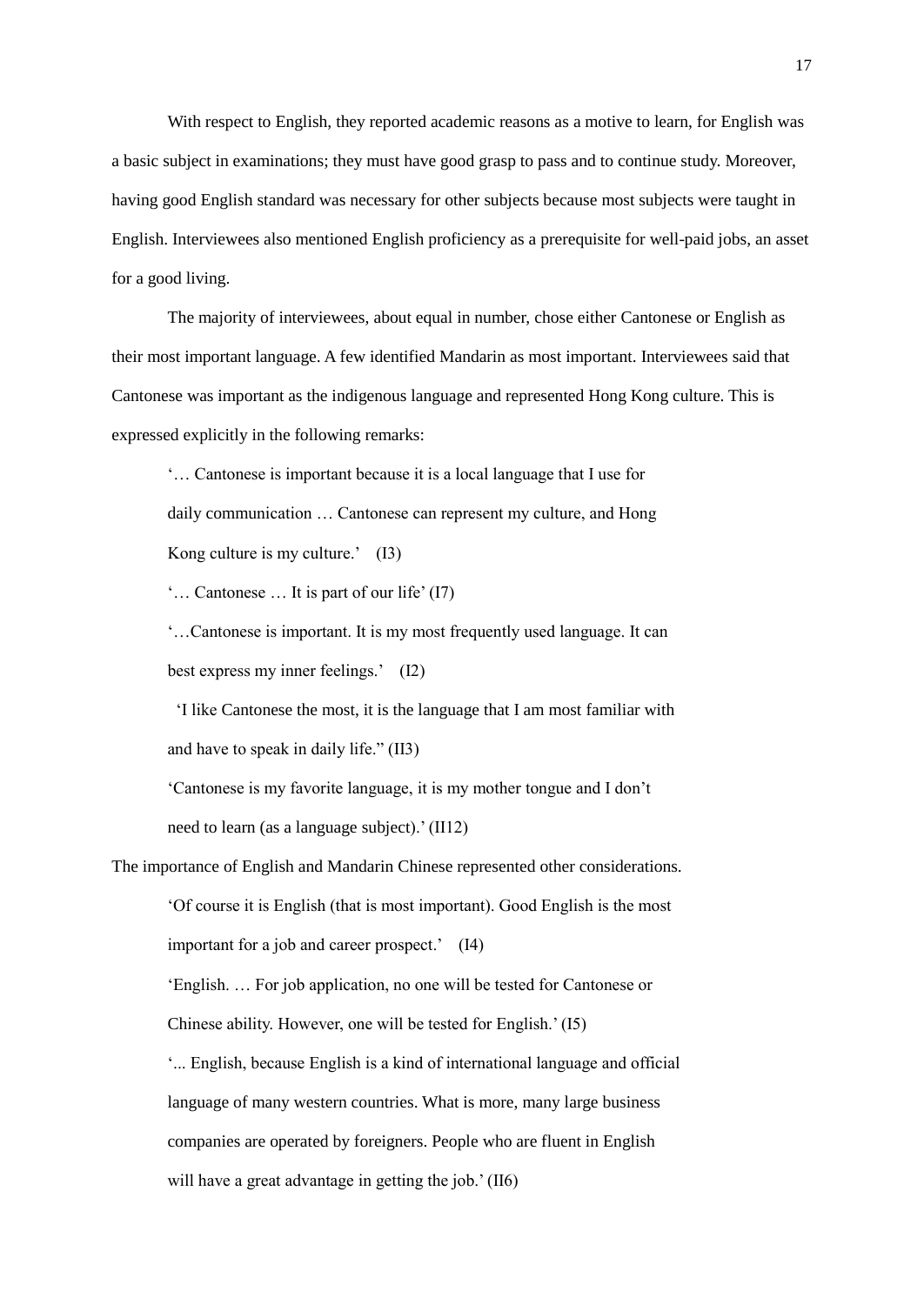With respect to English, they reported academic reasons as a motive to learn, for English was a basic subject in examinations; they must have good grasp to pass and to continue study. Moreover, having good English standard was necessary for other subjects because most subjects were taught in English. Interviewees also mentioned English proficiency as a prerequisite for well-paid jobs, an asset for a good living.

The majority of interviewees, about equal in number, chose either Cantonese or English as their most important language. A few identified Mandarin as most important. Interviewees said that Cantonese was important as the indigenous language and represented Hong Kong culture. This is expressed explicitly in the following remarks:

> '… Cantonese is important because it is a local language that I use for daily communication … Cantonese can represent my culture, and Hong Kong culture is my culture.' (I3)
>
> '… Cantonese … It is part of our life' (I7)
>
> '…Cantonese is important. It is my most frequently used language. It can best express my inner feelings.' (I2)
>
> 'I like Cantonese the most, it is the language that I am most familiar with and have to speak in daily life." (II3)
>
> 'Cantonese is my favorite language, it is my mother tongue and I don't need to learn (as a language subject).' (II12)

The importance of English and Mandarin Chinese represented other considerations.

> 'Of course it is English (that is most important). Good English is the most important for a job and career prospect.' (I4)
>
> 'English. … For job application, no one will be tested for Cantonese or Chinese ability. However, one will be tested for English.' (I5)
>
> '... English, because English is a kind of international language and official language of many western countries. What is more, many large business companies are operated by foreigners. People who are fluent in English will have a great advantage in getting the job.' (II6)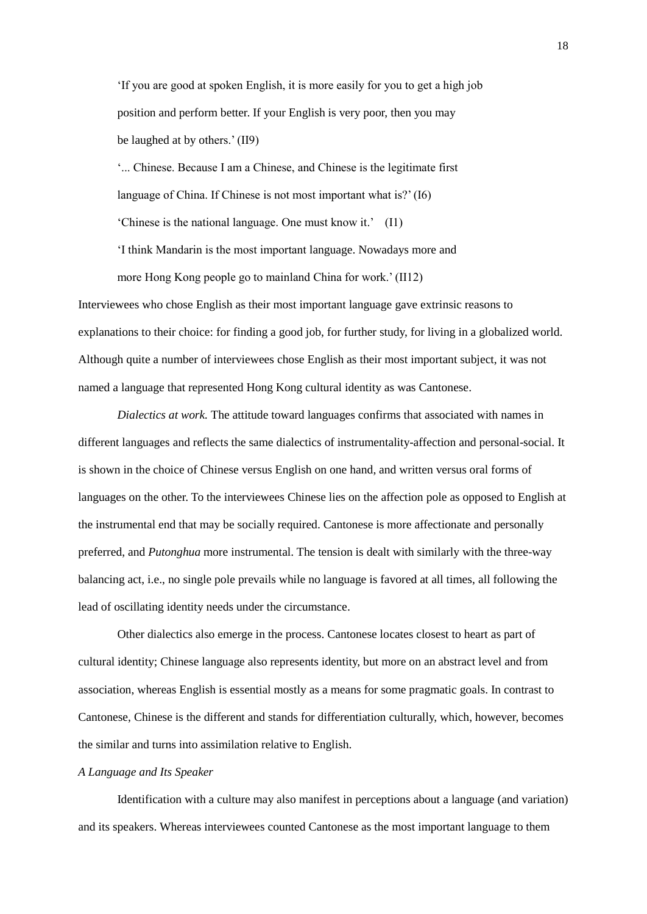> 'If you are good at spoken English, it is more easily for you to get a high job position and perform better. If your English is very poor, then you may be laughed at by others.' (II9)

> '... Chinese. Because I am a Chinese, and Chinese is the legitimate first language of China. If Chinese is not most important what is?' (I6)

> 'Chinese is the national language. One must know it.' (I1)

> 'I think Mandarin is the most important language. Nowadays more and more Hong Kong people go to mainland China for work.' (II12)

Interviewees who chose English as their most important language gave extrinsic reasons to explanations to their choice: for finding a good job, for further study, for living in a globalized world. Although quite a number of interviewees chose English as their most important subject, it was not named a language that represented Hong Kong cultural identity as was Cantonese.

*Dialectics at work.* The attitude toward languages confirms that associated with names in different languages and reflects the same dialectics of instrumentality-affection and personal-social. It is shown in the choice of Chinese versus English on one hand, and written versus oral forms of languages on the other. To the interviewees Chinese lies on the affection pole as opposed to English at the instrumental end that may be socially required. Cantonese is more affectionate and personally preferred, and *Putonghua* more instrumental. The tension is dealt with similarly with the three-way balancing act, i.e., no single pole prevails while no language is favored at all times, all following the lead of oscillating identity needs under the circumstance.

Other dialectics also emerge in the process. Cantonese locates closest to heart as part of cultural identity; Chinese language also represents identity, but more on an abstract level and from association, whereas English is essential mostly as a means for some pragmatic goals. In contrast to Cantonese, Chinese is the different and stands for differentiation culturally, which, however, becomes the similar and turns into assimilation relative to English.

*A Language and Its Speaker*

Identification with a culture may also manifest in perceptions about a language (and variation) and its speakers. Whereas interviewees counted Cantonese as the most important language to them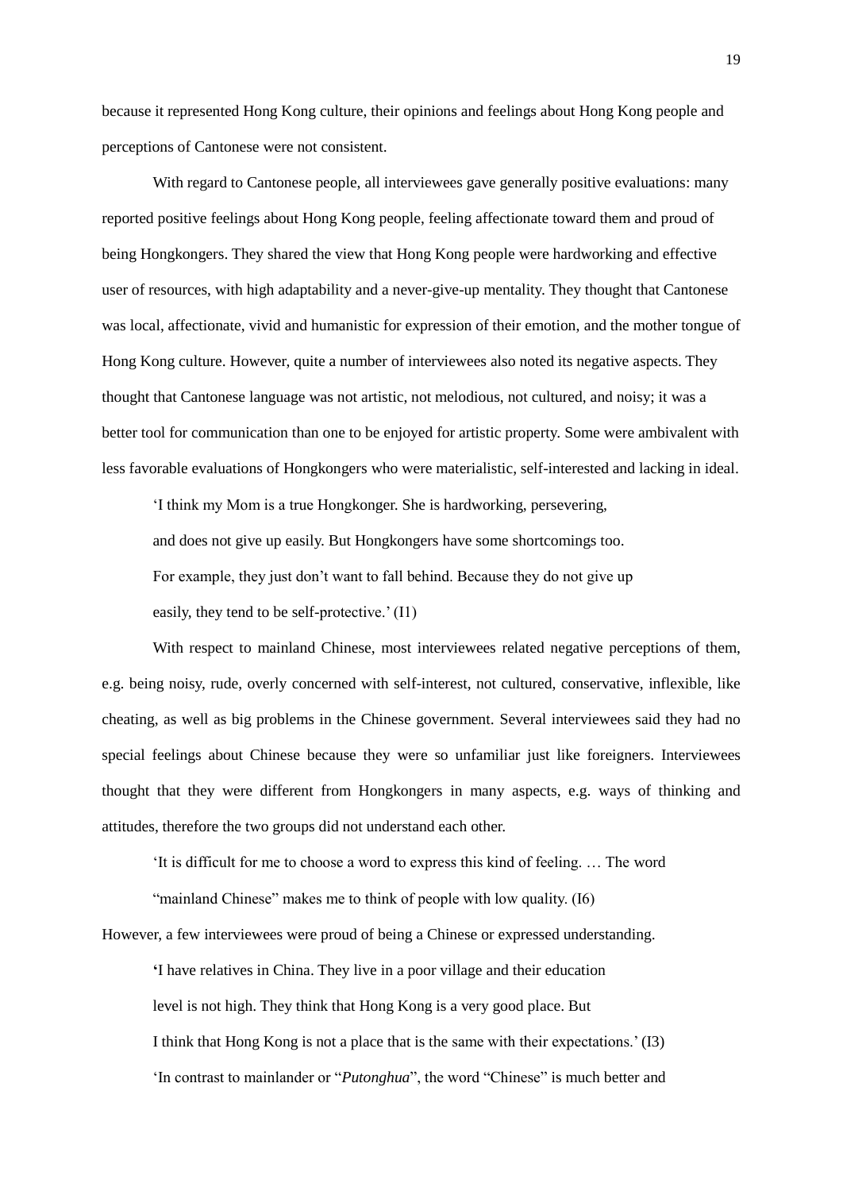because it represented Hong Kong culture, their opinions and feelings about Hong Kong people and perceptions of Cantonese were not consistent.

With regard to Cantonese people, all interviewees gave generally positive evaluations: many reported positive feelings about Hong Kong people, feeling affectionate toward them and proud of being Hongkongers. They shared the view that Hong Kong people were hardworking and effective user of resources, with high adaptability and a never-give-up mentality. They thought that Cantonese was local, affectionate, vivid and humanistic for expression of their emotion, and the mother tongue of Hong Kong culture. However, quite a number of interviewees also noted its negative aspects. They thought that Cantonese language was not artistic, not melodious, not cultured, and noisy; it was a better tool for communication than one to be enjoyed for artistic property. Some were ambivalent with less favorable evaluations of Hongkongers who were materialistic, self-interested and lacking in ideal.

> 'I think my Mom is a true Hongkonger. She is hardworking, persevering, and does not give up easily. But Hongkongers have some shortcomings too. For example, they just don't want to fall behind. Because they do not give up easily, they tend to be self-protective.' (I1)

With respect to mainland Chinese, most interviewees related negative perceptions of them, e.g. being noisy, rude, overly concerned with self-interest, not cultured, conservative, inflexible, like cheating, as well as big problems in the Chinese government. Several interviewees said they had no special feelings about Chinese because they were so unfamiliar just like foreigners. Interviewees thought that they were different from Hongkongers in many aspects, e.g. ways of thinking and attitudes, therefore the two groups did not understand each other.

> 'It is difficult for me to choose a word to express this kind of feeling. … The word "mainland Chinese" makes me to think of people with low quality. (I6)

However, a few interviewees were proud of being a Chinese or expressed understanding.

> 'I have relatives in China. They live in a poor village and their education level is not high. They think that Hong Kong is a very good place. But I think that Hong Kong is not a place that is the same with their expectations.' (I3)
>
> 'In contrast to mainlander or "*Putonghua*", the word "Chinese" is much better and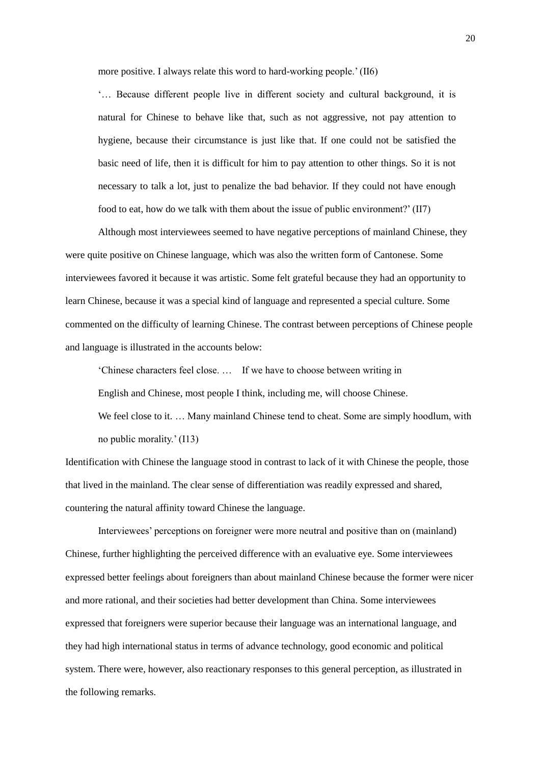more positive. I always relate this word to hard-working people.' (II6)

> '… Because different people live in different society and cultural background, it is natural for Chinese to behave like that, such as not aggressive, not pay attention to hygiene, because their circumstance is just like that. If one could not be satisfied the basic need of life, then it is difficult for him to pay attention to other things. So it is not necessary to talk a lot, just to penalize the bad behavior. If they could not have enough food to eat, how do we talk with them about the issue of public environment?' (II7)

Although most interviewees seemed to have negative perceptions of mainland Chinese, they were quite positive on Chinese language, which was also the written form of Cantonese. Some interviewees favored it because it was artistic. Some felt grateful because they had an opportunity to learn Chinese, because it was a special kind of language and represented a special culture. Some commented on the difficulty of learning Chinese. The contrast between perceptions of Chinese people and language is illustrated in the accounts below:

> 'Chinese characters feel close. … If we have to choose between writing in English and Chinese, most people I think, including me, will choose Chinese. We feel close to it. … Many mainland Chinese tend to cheat. Some are simply hoodlum, with no public morality.' (I13)

Identification with Chinese the language stood in contrast to lack of it with Chinese the people, those that lived in the mainland. The clear sense of differentiation was readily expressed and shared, countering the natural affinity toward Chinese the language.

Interviewees' perceptions on foreigner were more neutral and positive than on (mainland) Chinese, further highlighting the perceived difference with an evaluative eye. Some interviewees expressed better feelings about foreigners than about mainland Chinese because the former were nicer and more rational, and their societies had better development than China. Some interviewees expressed that foreigners were superior because their language was an international language, and they had high international status in terms of advance technology, good economic and political system. There were, however, also reactionary responses to this general perception, as illustrated in the following remarks.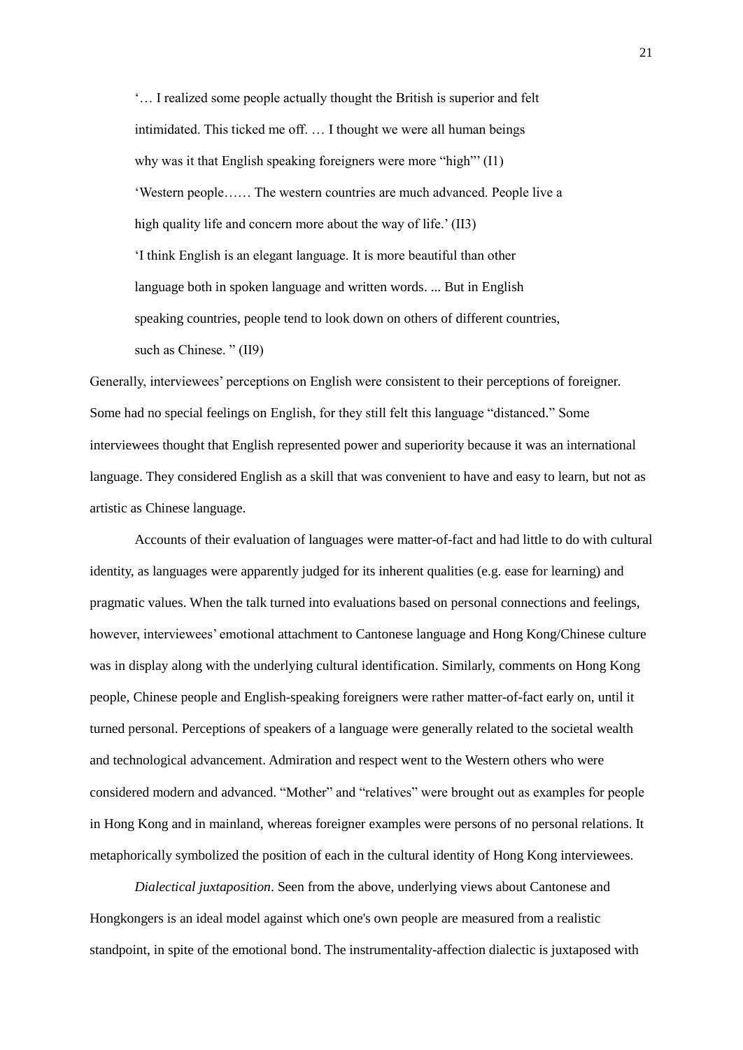> '… I realized some people actually thought the British is superior and felt intimidated. This ticked me off. … I thought we were all human beings why was it that English speaking foreigners were more "high"' (I1)
>
> 'Western people…… The western countries are much advanced. People live a high quality life and concern more about the way of life.' (II3)
>
> 'I think English is an elegant language. It is more beautiful than other language both in spoken language and written words. ... But in English speaking countries, people tend to look down on others of different countries, such as Chinese. " (II9)

Generally, interviewees' perceptions on English were consistent to their perceptions of foreigner. Some had no special feelings on English, for they still felt this language "distanced." Some interviewees thought that English represented power and superiority because it was an international language. They considered English as a skill that was convenient to have and easy to learn, but not as artistic as Chinese language.

Accounts of their evaluation of languages were matter-of-fact and had little to do with cultural identity, as languages were apparently judged for its inherent qualities (e.g. ease for learning) and pragmatic values. When the talk turned into evaluations based on personal connections and feelings, however, interviewees' emotional attachment to Cantonese language and Hong Kong/Chinese culture was in display along with the underlying cultural identification. Similarly, comments on Hong Kong people, Chinese people and English-speaking foreigners were rather matter-of-fact early on, until it turned personal. Perceptions of speakers of a language were generally related to the societal wealth and technological advancement. Admiration and respect went to the Western others who were considered modern and advanced. "Mother" and "relatives" were brought out as examples for people in Hong Kong and in mainland, whereas foreigner examples were persons of no personal relations. It metaphorically symbolized the position of each in the cultural identity of Hong Kong interviewees.

*Dialectical juxtaposition*. Seen from the above, underlying views about Cantonese and Hongkongers is an ideal model against which one's own people are measured from a realistic standpoint, in spite of the emotional bond. The instrumentality-affection dialectic is juxtaposed with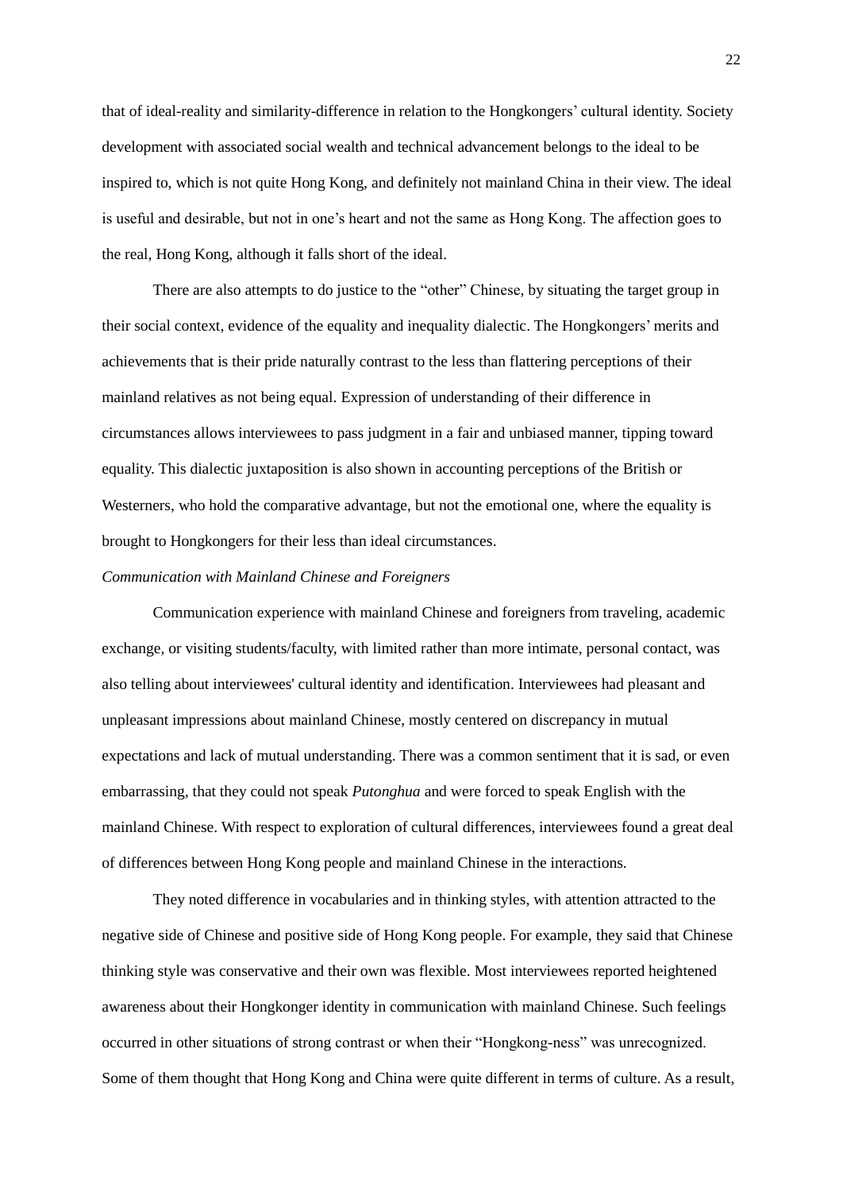that of ideal-reality and similarity-difference in relation to the Hongkongers' cultural identity. Society development with associated social wealth and technical advancement belongs to the ideal to be inspired to, which is not quite Hong Kong, and definitely not mainland China in their view. The ideal is useful and desirable, but not in one's heart and not the same as Hong Kong. The affection goes to the real, Hong Kong, although it falls short of the ideal.

There are also attempts to do justice to the "other" Chinese, by situating the target group in their social context, evidence of the equality and inequality dialectic. The Hongkongers' merits and achievements that is their pride naturally contrast to the less than flattering perceptions of their mainland relatives as not being equal. Expression of understanding of their difference in circumstances allows interviewees to pass judgment in a fair and unbiased manner, tipping toward equality. This dialectic juxtaposition is also shown in accounting perceptions of the British or Westerners, who hold the comparative advantage, but not the emotional one, where the equality is brought to Hongkongers for their less than ideal circumstances.

*Communication with Mainland Chinese and Foreigners*

Communication experience with mainland Chinese and foreigners from traveling, academic exchange, or visiting students/faculty, with limited rather than more intimate, personal contact, was also telling about interviewees' cultural identity and identification. Interviewees had pleasant and unpleasant impressions about mainland Chinese, mostly centered on discrepancy in mutual expectations and lack of mutual understanding. There was a common sentiment that it is sad, or even embarrassing, that they could not speak *Putonghua* and were forced to speak English with the mainland Chinese. With respect to exploration of cultural differences, interviewees found a great deal of differences between Hong Kong people and mainland Chinese in the interactions.

They noted difference in vocabularies and in thinking styles, with attention attracted to the negative side of Chinese and positive side of Hong Kong people. For example, they said that Chinese thinking style was conservative and their own was flexible. Most interviewees reported heightened awareness about their Hongkonger identity in communication with mainland Chinese. Such feelings occurred in other situations of strong contrast or when their "Hongkong-ness" was unrecognized. Some of them thought that Hong Kong and China were quite different in terms of culture. As a result,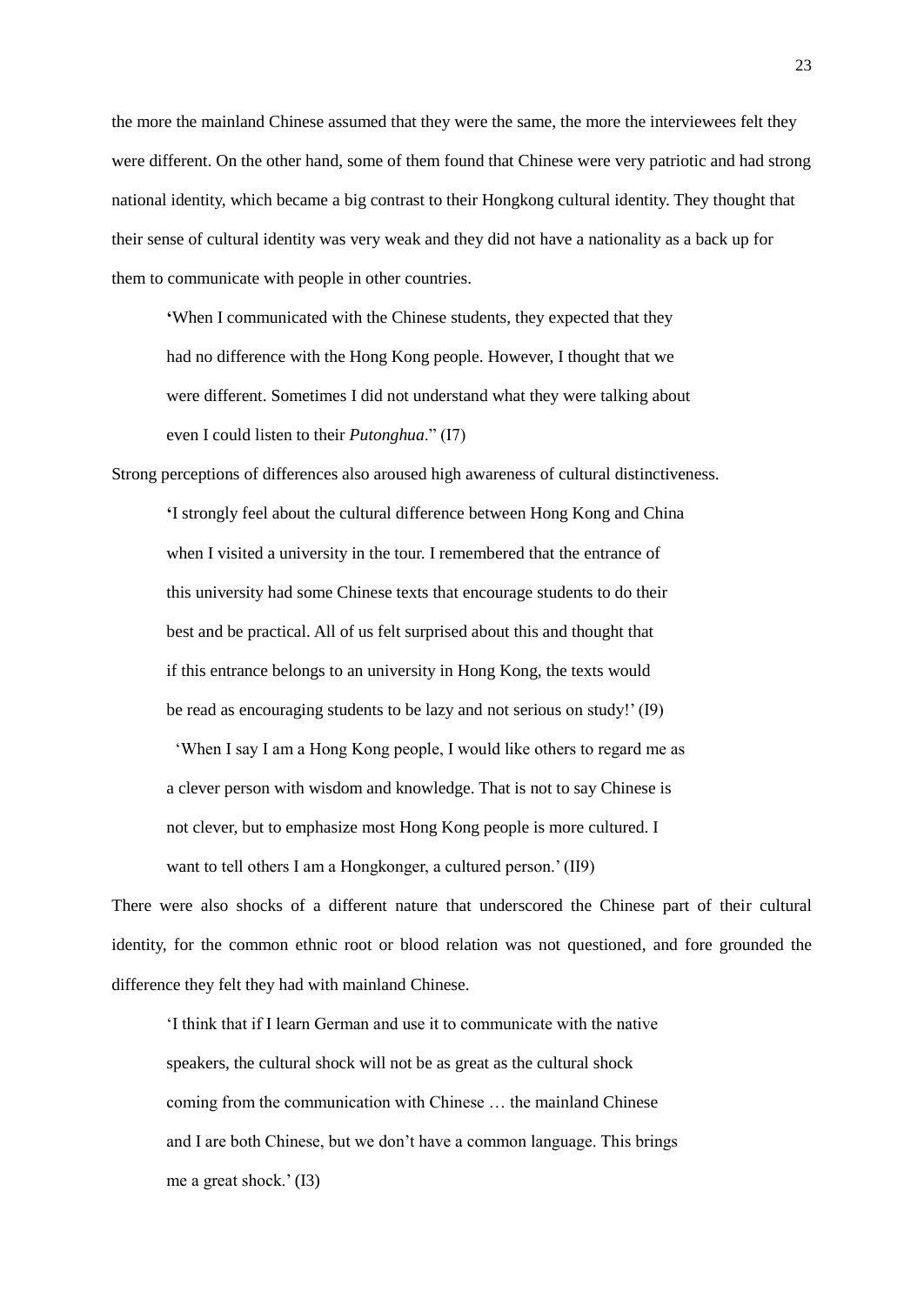the more the mainland Chinese assumed that they were the same, the more the interviewees felt they were different. On the other hand, some of them found that Chinese were very patriotic and had strong national identity, which became a big contrast to their Hongkong cultural identity. They thought that their sense of cultural identity was very weak and they did not have a nationality as a back up for them to communicate with people in other countries.

> 'When I communicated with the Chinese students, they expected that they had no difference with the Hong Kong people. However, I thought that we were different. Sometimes I did not understand what they were talking about even I could listen to their *Putonghua*." (I7)

Strong perceptions of differences also aroused high awareness of cultural distinctiveness.

> 'I strongly feel about the cultural difference between Hong Kong and China when I visited a university in the tour. I remembered that the entrance of this university had some Chinese texts that encourage students to do their best and be practical. All of us felt surprised about this and thought that if this entrance belongs to an university in Hong Kong, the texts would be read as encouraging students to be lazy and not serious on study!' (I9)

> 'When I say I am a Hong Kong people, I would like others to regard me as a clever person with wisdom and knowledge. That is not to say Chinese is not clever, but to emphasize most Hong Kong people is more cultured. I want to tell others I am a Hongkonger, a cultured person.' (II9)

There were also shocks of a different nature that underscored the Chinese part of their cultural identity, for the common ethnic root or blood relation was not questioned, and fore grounded the difference they felt they had with mainland Chinese.

> 'I think that if I learn German and use it to communicate with the native speakers, the cultural shock will not be as great as the cultural shock coming from the communication with Chinese … the mainland Chinese and I are both Chinese, but we don't have a common language. This brings me a great shock.' (I3)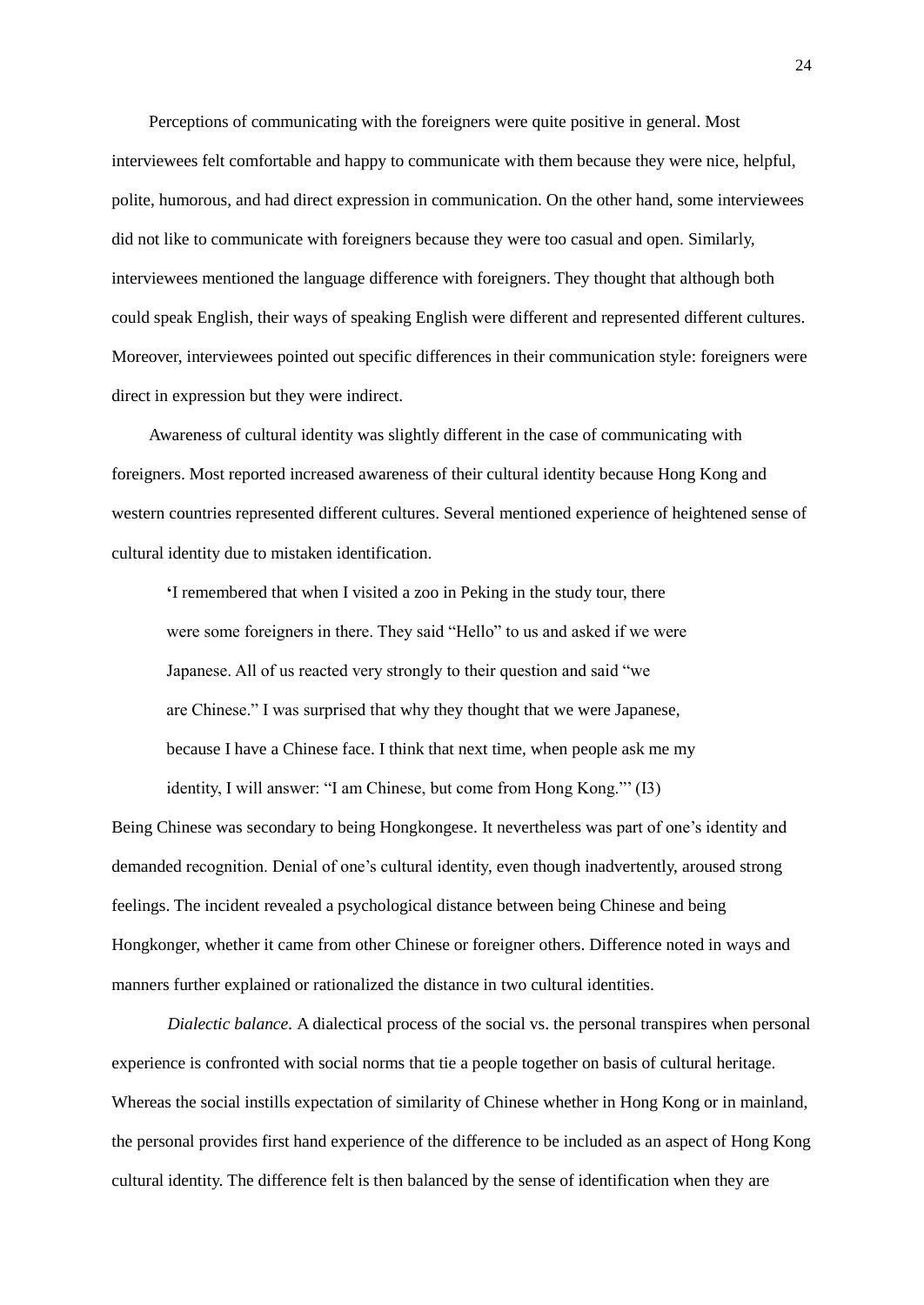Perceptions of communicating with the foreigners were quite positive in general. Most interviewees felt comfortable and happy to communicate with them because they were nice, helpful, polite, humorous, and had direct expression in communication. On the other hand, some interviewees did not like to communicate with foreigners because they were too casual and open. Similarly, interviewees mentioned the language difference with foreigners. They thought that although both could speak English, their ways of speaking English were different and represented different cultures. Moreover, interviewees pointed out specific differences in their communication style: foreigners were direct in expression but they were indirect.

Awareness of cultural identity was slightly different in the case of communicating with foreigners. Most reported increased awareness of their cultural identity because Hong Kong and western countries represented different cultures. Several mentioned experience of heightened sense of cultural identity due to mistaken identification.

> 'I remembered that when I visited a zoo in Peking in the study tour, there were some foreigners in there. They said "Hello" to us and asked if we were Japanese. All of us reacted very strongly to their question and said "we are Chinese." I was surprised that why they thought that we were Japanese, because I have a Chinese face. I think that next time, when people ask me my identity, I will answer: "I am Chinese, but come from Hong Kong."' (I3)

Being Chinese was secondary to being Hongkongese. It nevertheless was part of one's identity and demanded recognition. Denial of one's cultural identity, even though inadvertently, aroused strong feelings. The incident revealed a psychological distance between being Chinese and being Hongkonger, whether it came from other Chinese or foreigner others. Difference noted in ways and manners further explained or rationalized the distance in two cultural identities.

*Dialectic balance.* A dialectical process of the social vs. the personal transpires when personal experience is confronted with social norms that tie a people together on basis of cultural heritage. Whereas the social instills expectation of similarity of Chinese whether in Hong Kong or in mainland, the personal provides first hand experience of the difference to be included as an aspect of Hong Kong cultural identity. The difference felt is then balanced by the sense of identification when they are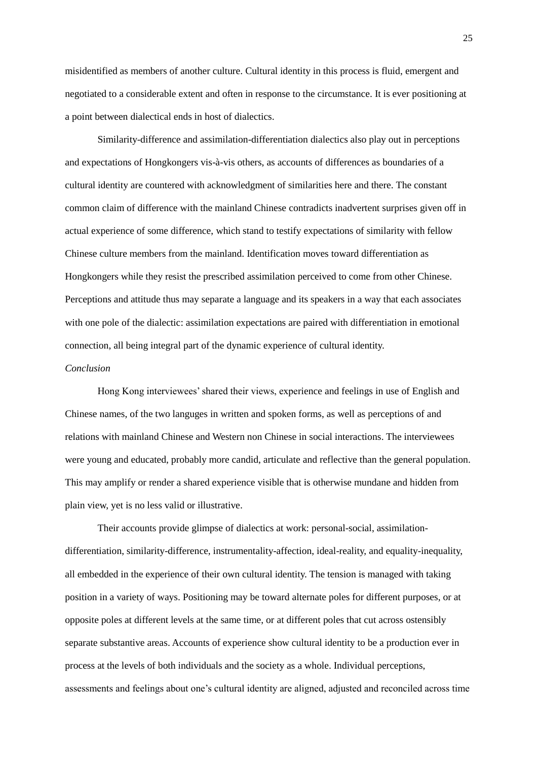misidentified as members of another culture. Cultural identity in this process is fluid, emergent and negotiated to a considerable extent and often in response to the circumstance. It is ever positioning at a point between dialectical ends in host of dialectics.

Similarity-difference and assimilation-differentiation dialectics also play out in perceptions and expectations of Hongkongers vis-à-vis others, as accounts of differences as boundaries of a cultural identity are countered with acknowledgment of similarities here and there. The constant common claim of difference with the mainland Chinese contradicts inadvertent surprises given off in actual experience of some difference, which stand to testify expectations of similarity with fellow Chinese culture members from the mainland. Identification moves toward differentiation as Hongkongers while they resist the prescribed assimilation perceived to come from other Chinese. Perceptions and attitude thus may separate a language and its speakers in a way that each associates with one pole of the dialectic: assimilation expectations are paired with differentiation in emotional connection, all being integral part of the dynamic experience of cultural identity.

*Conclusion*

Hong Kong interviewees' shared their views, experience and feelings in use of English and Chinese names, of the two languges in written and spoken forms, as well as perceptions of and relations with mainland Chinese and Western non Chinese in social interactions. The interviewees were young and educated, probably more candid, articulate and reflective than the general population. This may amplify or render a shared experience visible that is otherwise mundane and hidden from plain view, yet is no less valid or illustrative.

Their accounts provide glimpse of dialectics at work: personal-social, assimilation-differentiation, similarity-difference, instrumentality-affection, ideal-reality, and equality-inequality, all embedded in the experience of their own cultural identity. The tension is managed with taking position in a variety of ways. Positioning may be toward alternate poles for different purposes, or at opposite poles at different levels at the same time, or at different poles that cut across ostensibly separate substantive areas. Accounts of experience show cultural identity to be a production ever in process at the levels of both individuals and the society as a whole. Individual perceptions, assessments and feelings about one's cultural identity are aligned, adjusted and reconciled across time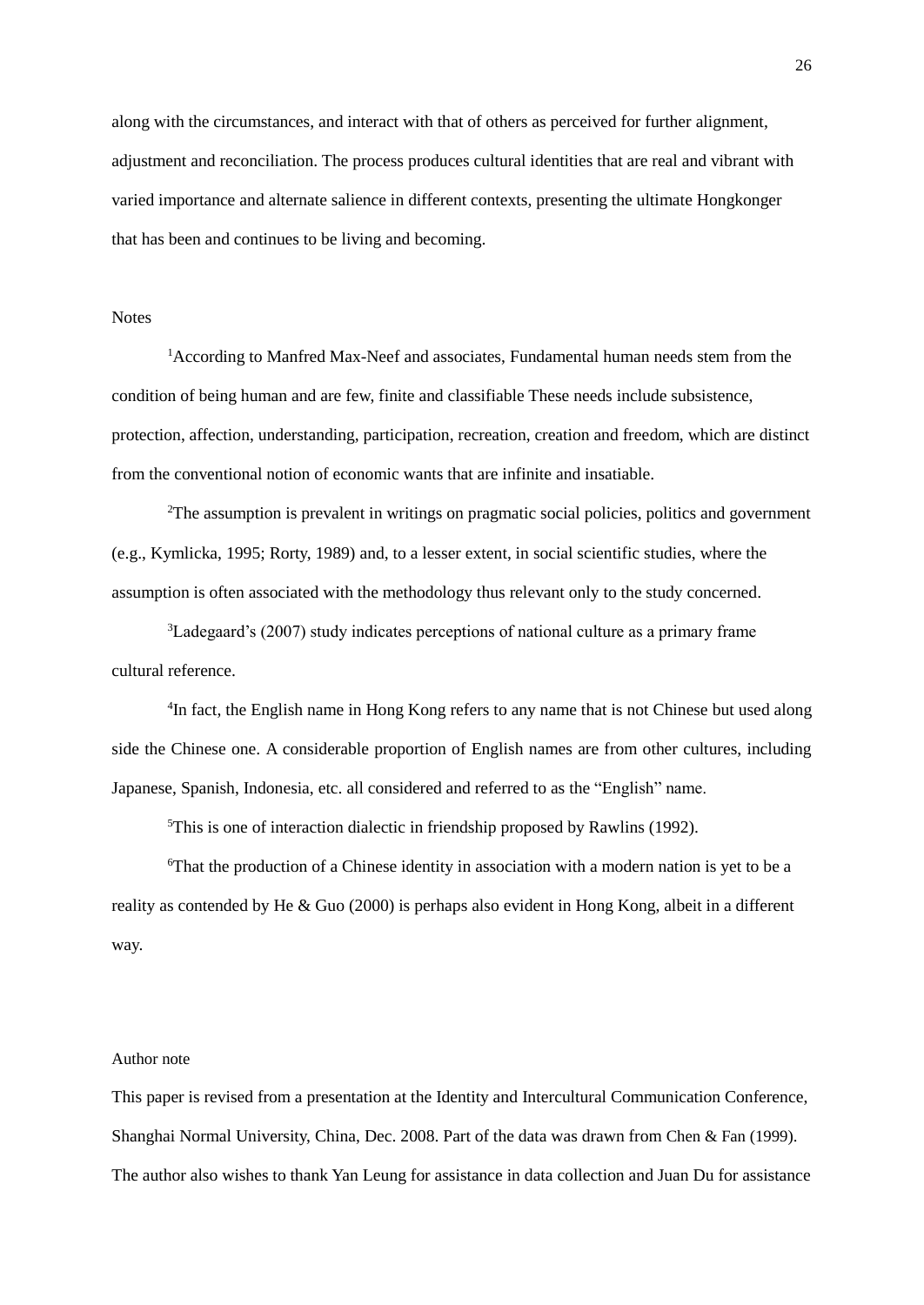along with the circumstances, and interact with that of others as perceived for further alignment, adjustment and reconciliation. The process produces cultural identities that are real and vibrant with varied importance and alternate salience in different contexts, presenting the ultimate Hongkonger that has been and continues to be living and becoming.

Notes

[1]According to Manfred Max-Neef and associates, Fundamental human needs stem from the condition of being human and are few, finite and classifiable These needs include subsistence, protection, affection, understanding, participation, recreation, creation and freedom, which are distinct from the conventional notion of economic wants that are infinite and insatiable.

[2]The assumption is prevalent in writings on pragmatic social policies, politics and government (e.g., Kymlicka, 1995; Rorty, 1989) and, to a lesser extent, in social scientific studies, where the assumption is often associated with the methodology thus relevant only to the study concerned.

[3]Ladegaard's (2007) study indicates perceptions of national culture as a primary frame cultural reference.

[4]In fact, the English name in Hong Kong refers to any name that is not Chinese but used along side the Chinese one. A considerable proportion of English names are from other cultures, including Japanese, Spanish, Indonesia, etc. all considered and referred to as the "English" name.

[5]This is one of interaction dialectic in friendship proposed by Rawlins (1992).

[6]That the production of a Chinese identity in association with a modern nation is yet to be a reality as contended by He & Guo (2000) is perhaps also evident in Hong Kong, albeit in a different way.

Author note

This paper is revised from a presentation at the Identity and Intercultural Communication Conference, Shanghai Normal University, China, Dec. 2008. Part of the data was drawn from Chen & Fan (1999). The author also wishes to thank Yan Leung for assistance in data collection and Juan Du for assistance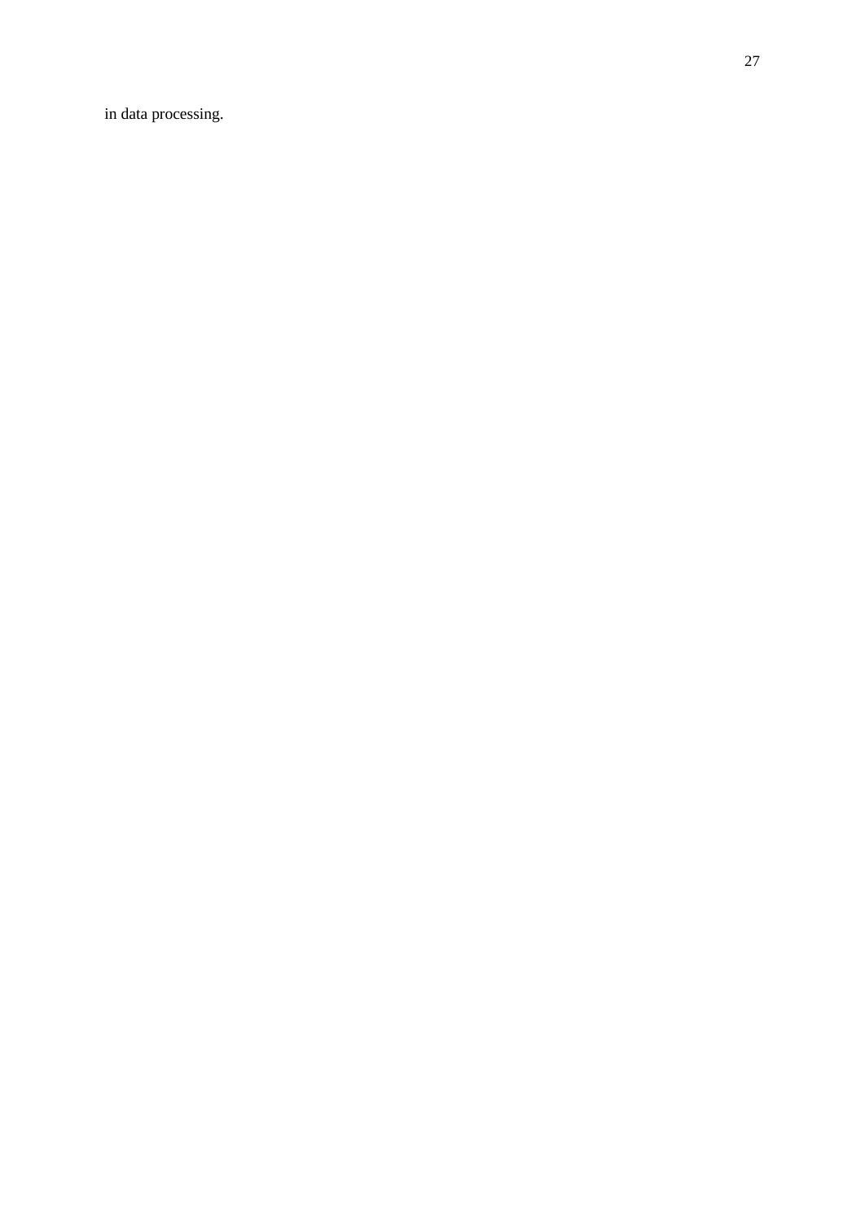in data processing.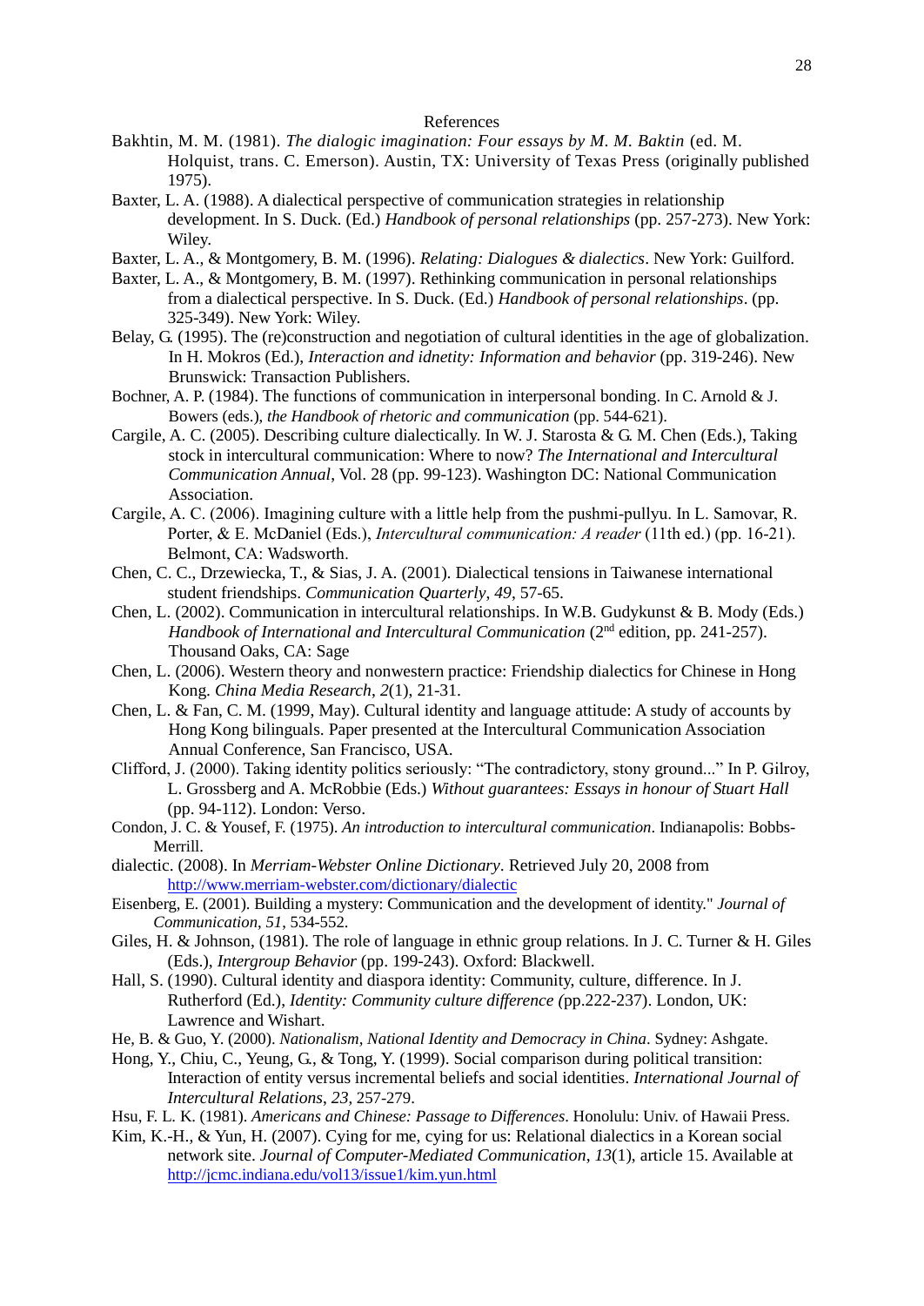# References

Bakhtin, M. M. (1981). *The dialogic imagination: Four essays by M. M. Baktin* (ed. M. Holquist, trans. C. Emerson). Austin, TX: University of Texas Press (originally published 1975).

Baxter, L. A. (1988). A dialectical perspective of communication strategies in relationship development. In S. Duck. (Ed.) *Handbook of personal relationships* (pp. 257-273). New York: Wiley.

Baxter, L. A., & Montgomery, B. M. (1996). *Relating: Dialogues & dialectics*. New York: Guilford.

Baxter, L. A., & Montgomery, B. M. (1997). Rethinking communication in personal relationships from a dialectical perspective. In S. Duck. (Ed.) *Handbook of personal relationships*. (pp. 325-349). New York: Wiley.

Belay, G. (1995). The (re)construction and negotiation of cultural identities in the age of globalization. In H. Mokros (Ed.), *Interaction and idnetity: Information and behavior* (pp. 319-246). New Brunswick: Transaction Publishers.

Bochner, A. P. (1984). The functions of communication in interpersonal bonding. In C. Arnold & J. Bowers (eds.), *the Handbook of rhetoric and communication* (pp. 544-621).

Cargile, A. C. (2005). Describing culture dialectically. In W. J. Starosta & G. M. Chen (Eds.), Taking stock in intercultural communication: Where to now? *The International and Intercultural Communication Annual*, Vol. 28 (pp. 99-123). Washington DC: National Communication Association.

Cargile, A. C. (2006). Imagining culture with a little help from the pushmi-pullyu. In L. Samovar, R. Porter, & E. McDaniel (Eds.), *Intercultural communication: A reader* (11th ed.) (pp. 16-21). Belmont, CA: Wadsworth.

Chen, C. C., Drzewiecka, T., & Sias, J. A. (2001). Dialectical tensions in Taiwanese international student friendships. *Communication Quarterly*, *49*, 57-65.

Chen, L. (2002). Communication in intercultural relationships. In W.B. Gudykunst & B. Mody (Eds.) *Handbook of International and Intercultural Communication* (2nd edition, pp. 241-257). Thousand Oaks, CA: Sage

Chen, L. (2006). Western theory and nonwestern practice: Friendship dialectics for Chinese in Hong Kong. *China Media Research*, *2*(1), 21-31.

Chen, L. & Fan, C. M. (1999, May). Cultural identity and language attitude: A study of accounts by Hong Kong bilinguals. Paper presented at the Intercultural Communication Association Annual Conference, San Francisco, USA.

Clifford, J. (2000). Taking identity politics seriously: "The contradictory, stony ground..." In P. Gilroy, L. Grossberg and A. McRobbie (Eds.) *Without guarantees: Essays in honour of Stuart Hall* (pp. 94-112). London: Verso.

Condon, J. C. & Yousef, F. (1975). *An introduction to intercultural communication*. Indianapolis: Bobbs-Merrill.

dialectic. (2008). In *Merriam-Webster Online Dictionary*. Retrieved July 20, 2008 from http://www.merriam-webster.com/dictionary/dialectic

Eisenberg, E. (2001). Building a mystery: Communication and the development of identity." *Journal of Communication*, *51*, 534-552.

Giles, H. & Johnson, (1981). The role of language in ethnic group relations. In J. C. Turner & H. Giles (Eds.), *Intergroup Behavior* (pp. 199-243). Oxford: Blackwell.

Hall, S. (1990). Cultural identity and diaspora identity: Community, culture, difference. In J. Rutherford (Ed.), *Identity: Community culture difference (*pp.222-237). London, UK: Lawrence and Wishart.

He, B. & Guo, Y. (2000). *Nationalism, National Identity and Democracy in China*. Sydney: Ashgate.

Hong, Y., Chiu, C., Yeung, G., & Tong, Y. (1999). Social comparison during political transition: Interaction of entity versus incremental beliefs and social identities. *International Journal of Intercultural Relations*, *23*, 257-279.

Hsu, F. L. K. (1981). *Americans and Chinese: Passage to Differences*. Honolulu: Univ. of Hawaii Press.

Kim, K.-H., & Yun, H. (2007). Cying for me, cying for us: Relational dialectics in a Korean social network site. *Journal of Computer-Mediated Communication*, *13*(1), article 15. Available at http://jcmc.indiana.edu/vol13/issue1/kim.yun.html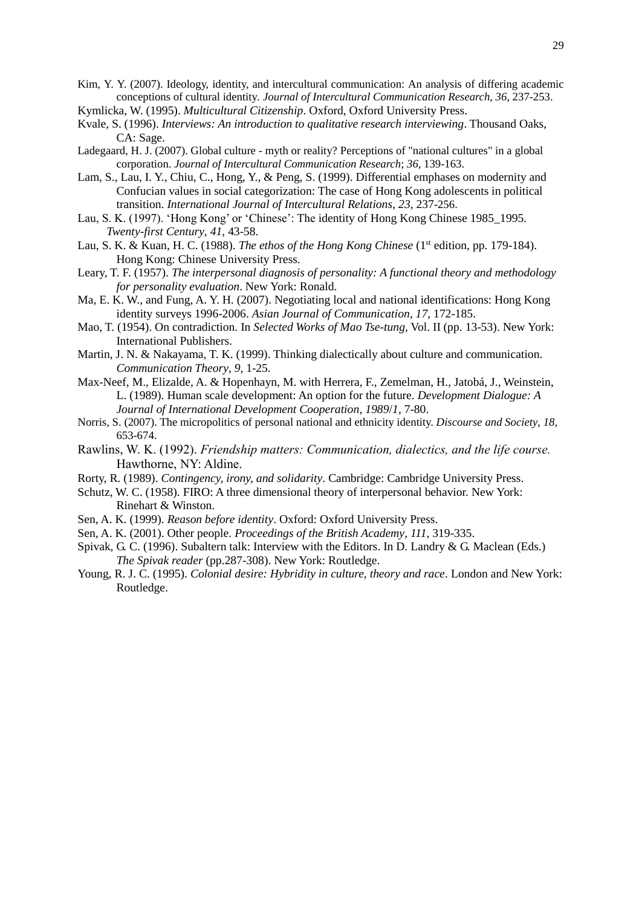Kim, Y. Y. (2007). Ideology, identity, and intercultural communication: An analysis of differing academic conceptions of cultural identity. *Journal of Intercultural Communication Research*, *36*, 237-253.

Kymlicka, W. (1995). *Multicultural Citizenship*. Oxford, Oxford University Press.

Kvale, S. (1996). *Interviews: An introduction to qualitative research interviewing*. Thousand Oaks, CA: Sage.

Ladegaard, H. J. (2007). Global culture - myth or reality? Perceptions of "national cultures" in a global corporation. *Journal of Intercultural Communication Research*; *36*, 139-163.

Lam, S., Lau, I. Y., Chiu, C., Hong, Y., & Peng, S. (1999). Differential emphases on modernity and Confucian values in social categorization: The case of Hong Kong adolescents in political transition. *International Journal of Intercultural Relations*, *23*, 237-256.

Lau, S. K. (1997). 'Hong Kong' or 'Chinese': The identity of Hong Kong Chinese 1985_1995. *Twenty-first Century*, *41*, 43-58.

Lau, S. K. & Kuan, H. C. (1988). *The ethos of the Hong Kong Chinese* (1st edition, pp. 179-184). Hong Kong: Chinese University Press.

Leary, T. F. (1957). *The interpersonal diagnosis of personality: A functional theory and methodology for personality evaluation*. New York: Ronald.

Ma, E. K. W., and Fung, A. Y. H. (2007). Negotiating local and national identifications: Hong Kong identity surveys 1996-2006. *Asian Journal of Communication*, *17*, 172-185.

Mao, T. (1954). On contradiction. In *Selected Works of Mao Tse-tung*, Vol. II (pp. 13-53). New York: International Publishers.

Martin, J. N. & Nakayama, T. K. (1999). Thinking dialectically about culture and communication. *Communication Theory*, *9*, 1-25.

Max-Neef, M., Elizalde, A. & Hopenhayn, M. with Herrera, F., Zemelman, H., Jatobá, J., Weinstein, L. (1989). Human scale development: An option for the future. *Development Dialogue: A Journal of International Development Cooperation*, *1989/1*, 7-80.

Norris, S. (2007). The micropolitics of personal national and ethnicity identity. *Discourse and Society*, *18*, 653-674.

Rawlins, W. K. (1992). *Friendship matters: Communication, dialectics, and the life course.* Hawthorne, NY: Aldine.

Rorty, R. (1989). *Contingency, irony, and solidarity*. Cambridge: Cambridge University Press.

Schutz, W. C. (1958). FIRO: A three dimensional theory of interpersonal behavior. New York: Rinehart & Winston.

Sen, A. K. (1999). *Reason before identity*. Oxford: Oxford University Press.

Sen, A. K. (2001). Other people. *Proceedings of the British Academy*, *111*, 319-335.

Spivak, G. C. (1996). Subaltern talk: Interview with the Editors. In D. Landry & G. Maclean (Eds.) *The Spivak reader* (pp.287-308). New York: Routledge.

Young, R. J. C. (1995). *Colonial desire: Hybridity in culture, theory and race*. London and New York: Routledge.